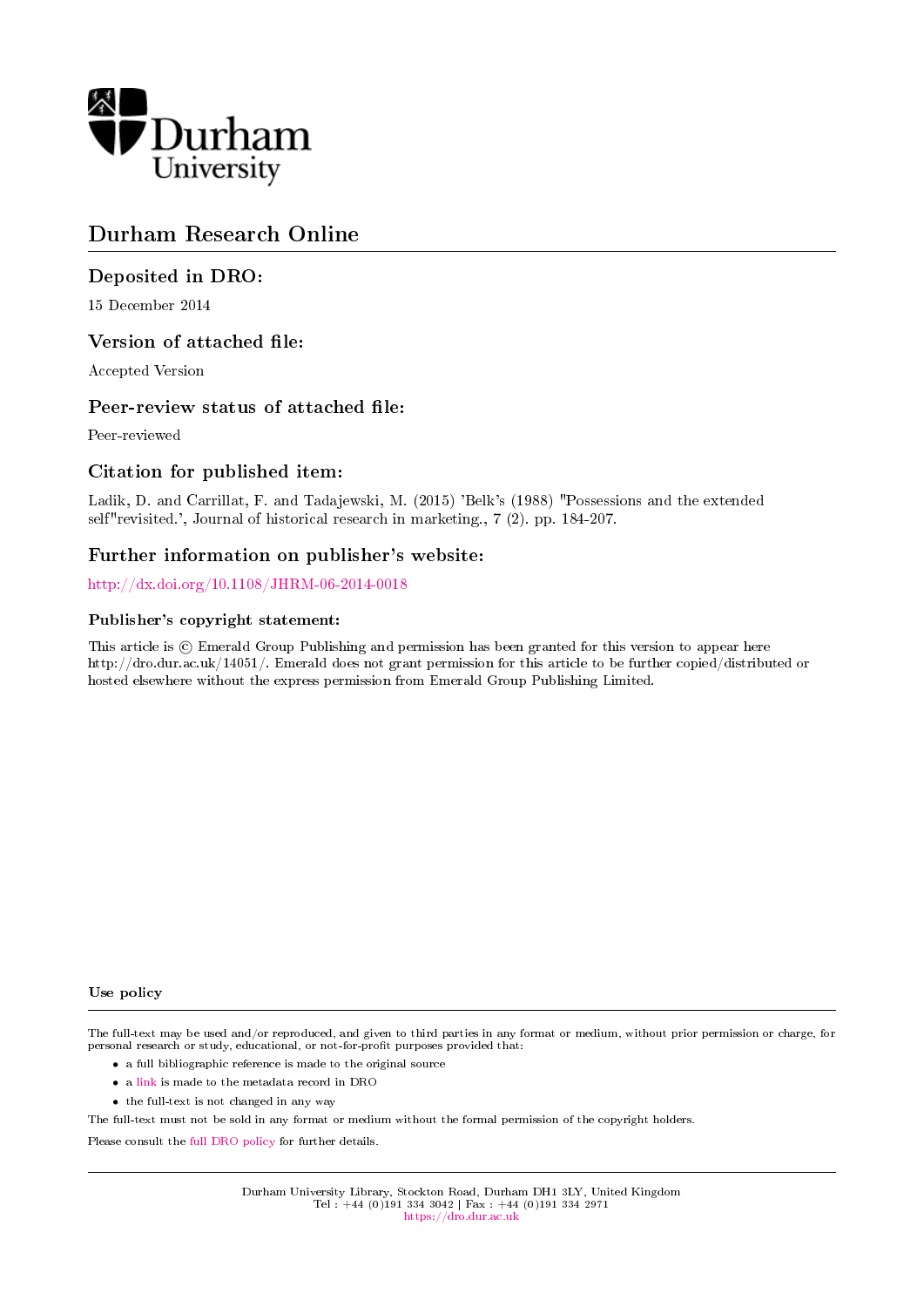Durham University

# Durham Research Online

## Deposited in DRO:

15 December 2014

## Version of attached file:

Accepted Version

## Peer-review status of attached file:

Peer-reviewed

## Citation for published item:

Ladik, D. and Carrillat, F. and Tadajewski, M. (2015) 'Belk's (1988) "Possessions and the extended self"revisited.', Journal of historical research in marketing., 7 (2). pp. 184-207.

## Further information on publisher's website:

http://dx.doi.org/10.1108/JHRM-06-2014-0018

### Publisher's copyright statement:

This article is © Emerald Group Publishing and permission has been granted for this version to appear here http://dro.dur.ac.uk/14051/. Emerald does not grant permission for this article to be further copied/distributed or hosted elsewhere without the express permission from Emerald Group Publishing Limited.

### Use policy

The full-text may be used and/or reproduced, and given to third parties in any format or medium, without prior permission or charge, for personal research or study, educational, or not-for-profit purposes provided that:

- a full bibliographic reference is made to the original source
- a link is made to the metadata record in DRO
- the full-text is not changed in any way

The full-text must not be sold in any format or medium without the formal permission of the copyright holders.

Please consult the full DRO policy for further details.

Durham University Library, Stockton Road, Durham DH1 3LY, United Kingdom
Tel : +44 (0)191 334 3042 | Fax : +44 (0)191 334 2971
https://dro.dur.ac.uk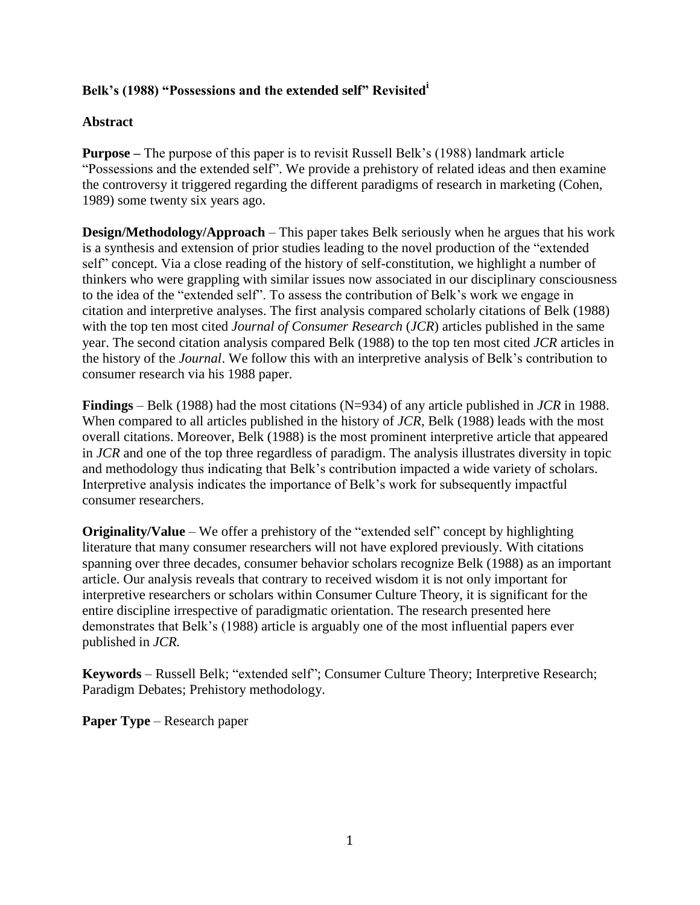# Belk's (1988) "Possessions and the extended self" Revisited[i]

## Abstract

**Purpose –** The purpose of this paper is to revisit Russell Belk's (1988) landmark article "Possessions and the extended self". We provide a prehistory of related ideas and then examine the controversy it triggered regarding the different paradigms of research in marketing (Cohen, 1989) some twenty six years ago.

**Design/Methodology/Approach** – This paper takes Belk seriously when he argues that his work is a synthesis and extension of prior studies leading to the novel production of the "extended self" concept. Via a close reading of the history of self-constitution, we highlight a number of thinkers who were grappling with similar issues now associated in our disciplinary consciousness to the idea of the "extended self". To assess the contribution of Belk's work we engage in citation and interpretive analyses. The first analysis compared scholarly citations of Belk (1988) with the top ten most cited *Journal of Consumer Research* (*JCR*) articles published in the same year. The second citation analysis compared Belk (1988) to the top ten most cited *JCR* articles in the history of the *Journal*. We follow this with an interpretive analysis of Belk's contribution to consumer research via his 1988 paper.

**Findings** – Belk (1988) had the most citations (N=934) of any article published in *JCR* in 1988. When compared to all articles published in the history of *JCR*, Belk (1988) leads with the most overall citations. Moreover, Belk (1988) is the most prominent interpretive article that appeared in *JCR* and one of the top three regardless of paradigm. The analysis illustrates diversity in topic and methodology thus indicating that Belk's contribution impacted a wide variety of scholars. Interpretive analysis indicates the importance of Belk's work for subsequently impactful consumer researchers.

**Originality/Value** – We offer a prehistory of the "extended self" concept by highlighting literature that many consumer researchers will not have explored previously. With citations spanning over three decades, consumer behavior scholars recognize Belk (1988) as an important article. Our analysis reveals that contrary to received wisdom it is not only important for interpretive researchers or scholars within Consumer Culture Theory, it is significant for the entire discipline irrespective of paradigmatic orientation. The research presented here demonstrates that Belk's (1988) article is arguably one of the most influential papers ever published in *JCR.*

**Keywords** – Russell Belk; "extended self"; Consumer Culture Theory; Interpretive Research; Paradigm Debates; Prehistory methodology.

**Paper Type** – Research paper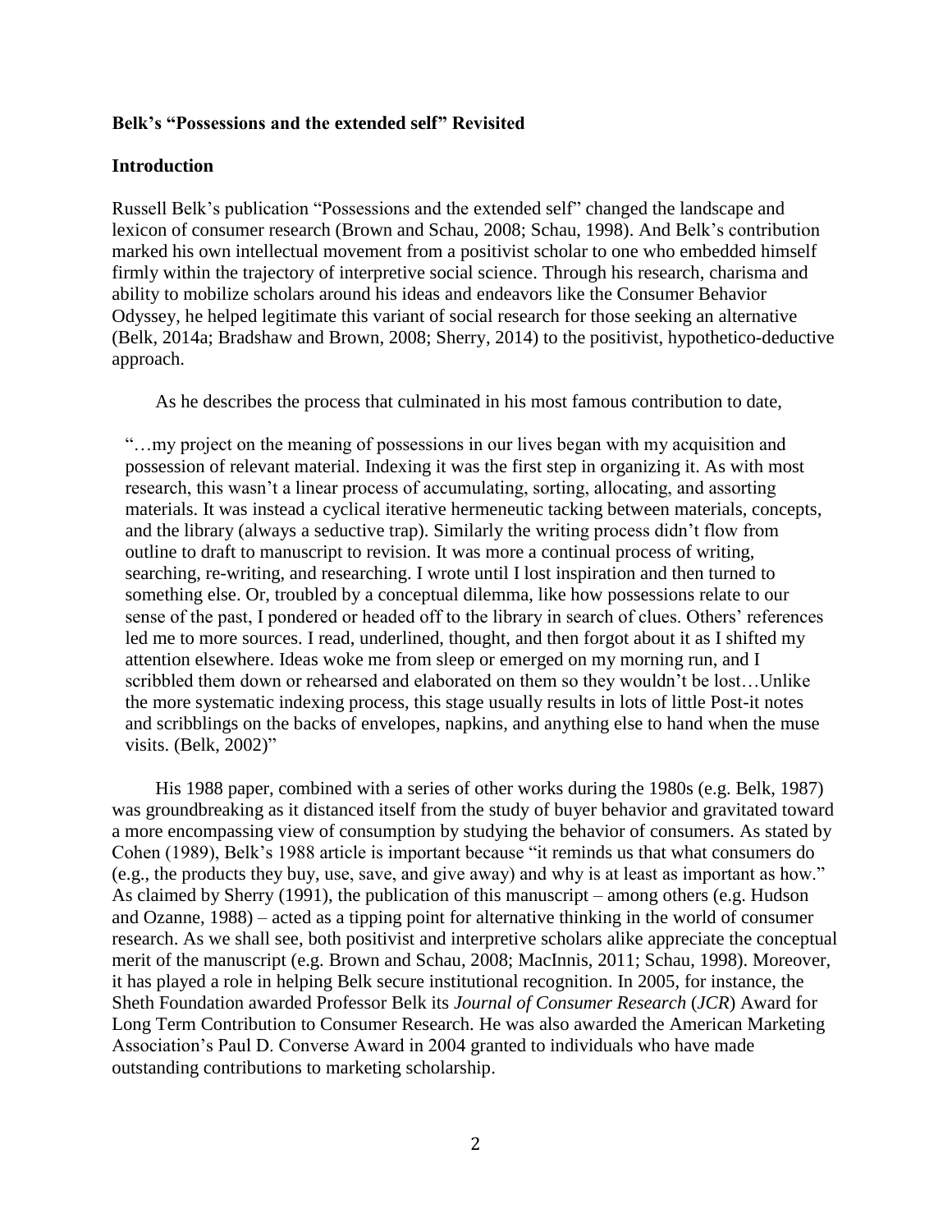**Belk's "Possessions and the extended self" Revisited**

**Introduction**

Russell Belk's publication "Possessions and the extended self" changed the landscape and lexicon of consumer research (Brown and Schau, 2008; Schau, 1998). And Belk's contribution marked his own intellectual movement from a positivist scholar to one who embedded himself firmly within the trajectory of interpretive social science. Through his research, charisma and ability to mobilize scholars around his ideas and endeavors like the Consumer Behavior Odyssey, he helped legitimate this variant of social research for those seeking an alternative (Belk, 2014a; Bradshaw and Brown, 2008; Sherry, 2014) to the positivist, hypothetico-deductive approach.

As he describes the process that culminated in his most famous contribution to date,

> "…my project on the meaning of possessions in our lives began with my acquisition and possession of relevant material. Indexing it was the first step in organizing it. As with most research, this wasn't a linear process of accumulating, sorting, allocating, and assorting materials. It was instead a cyclical iterative hermeneutic tacking between materials, concepts, and the library (always a seductive trap). Similarly the writing process didn't flow from outline to draft to manuscript to revision. It was more a continual process of writing, searching, re-writing, and researching. I wrote until I lost inspiration and then turned to something else. Or, troubled by a conceptual dilemma, like how possessions relate to our sense of the past, I pondered or headed off to the library in search of clues. Others' references led me to more sources. I read, underlined, thought, and then forgot about it as I shifted my attention elsewhere. Ideas woke me from sleep or emerged on my morning run, and I scribbled them down or rehearsed and elaborated on them so they wouldn't be lost…Unlike the more systematic indexing process, this stage usually results in lots of little Post-it notes and scribblings on the backs of envelopes, napkins, and anything else to hand when the muse visits. (Belk, 2002)"

His 1988 paper, combined with a series of other works during the 1980s (e.g. Belk, 1987) was groundbreaking as it distanced itself from the study of buyer behavior and gravitated toward a more encompassing view of consumption by studying the behavior of consumers. As stated by Cohen (1989), Belk's 1988 article is important because "it reminds us that what consumers do (e.g., the products they buy, use, save, and give away) and why is at least as important as how." As claimed by Sherry (1991), the publication of this manuscript – among others (e.g. Hudson and Ozanne, 1988) – acted as a tipping point for alternative thinking in the world of consumer research. As we shall see, both positivist and interpretive scholars alike appreciate the conceptual merit of the manuscript (e.g. Brown and Schau, 2008; MacInnis, 2011; Schau, 1998). Moreover, it has played a role in helping Belk secure institutional recognition. In 2005, for instance, the Sheth Foundation awarded Professor Belk its *Journal of Consumer Research* (*JCR*) Award for Long Term Contribution to Consumer Research. He was also awarded the American Marketing Association's Paul D. Converse Award in 2004 granted to individuals who have made outstanding contributions to marketing scholarship.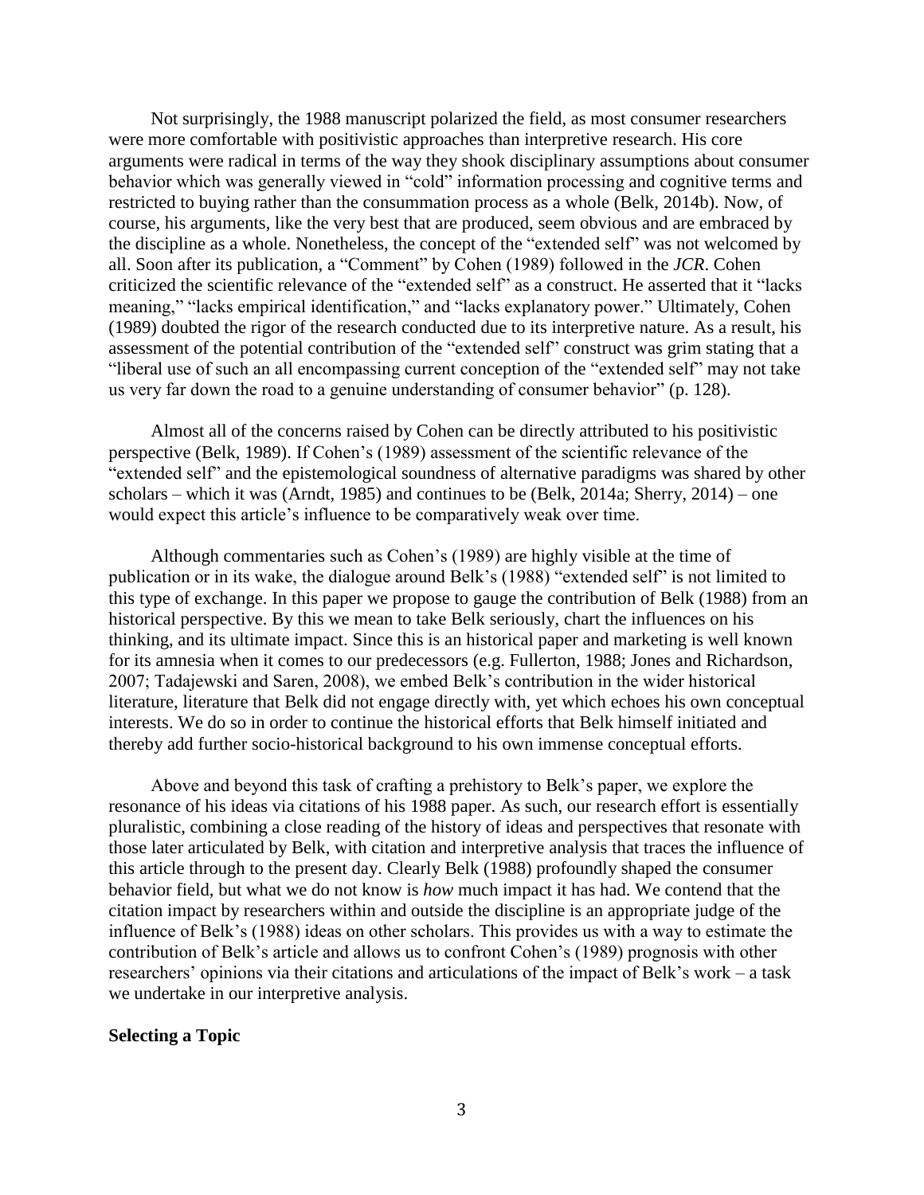Not surprisingly, the 1988 manuscript polarized the field, as most consumer researchers were more comfortable with positivistic approaches than interpretive research. His core arguments were radical in terms of the way they shook disciplinary assumptions about consumer behavior which was generally viewed in "cold" information processing and cognitive terms and restricted to buying rather than the consummation process as a whole (Belk, 2014b). Now, of course, his arguments, like the very best that are produced, seem obvious and are embraced by the discipline as a whole. Nonetheless, the concept of the "extended self" was not welcomed by all. Soon after its publication, a "Comment" by Cohen (1989) followed in the *JCR*. Cohen criticized the scientific relevance of the "extended self" as a construct. He asserted that it "lacks meaning," "lacks empirical identification," and "lacks explanatory power." Ultimately, Cohen (1989) doubted the rigor of the research conducted due to its interpretive nature. As a result, his assessment of the potential contribution of the "extended self" construct was grim stating that a "liberal use of such an all encompassing current conception of the "extended self" may not take us very far down the road to a genuine understanding of consumer behavior" (p. 128).

Almost all of the concerns raised by Cohen can be directly attributed to his positivistic perspective (Belk, 1989). If Cohen's (1989) assessment of the scientific relevance of the "extended self" and the epistemological soundness of alternative paradigms was shared by other scholars – which it was (Arndt, 1985) and continues to be (Belk, 2014a; Sherry, 2014) – one would expect this article's influence to be comparatively weak over time.

Although commentaries such as Cohen's (1989) are highly visible at the time of publication or in its wake, the dialogue around Belk's (1988) "extended self" is not limited to this type of exchange. In this paper we propose to gauge the contribution of Belk (1988) from an historical perspective. By this we mean to take Belk seriously, chart the influences on his thinking, and its ultimate impact. Since this is an historical paper and marketing is well known for its amnesia when it comes to our predecessors (e.g. Fullerton, 1988; Jones and Richardson, 2007; Tadajewski and Saren, 2008), we embed Belk's contribution in the wider historical literature, literature that Belk did not engage directly with, yet which echoes his own conceptual interests. We do so in order to continue the historical efforts that Belk himself initiated and thereby add further socio-historical background to his own immense conceptual efforts.

Above and beyond this task of crafting a prehistory to Belk's paper, we explore the resonance of his ideas via citations of his 1988 paper. As such, our research effort is essentially pluralistic, combining a close reading of the history of ideas and perspectives that resonate with those later articulated by Belk, with citation and interpretive analysis that traces the influence of this article through to the present day. Clearly Belk (1988) profoundly shaped the consumer behavior field, but what we do not know is *how* much impact it has had. We contend that the citation impact by researchers within and outside the discipline is an appropriate judge of the influence of Belk's (1988) ideas on other scholars. This provides us with a way to estimate the contribution of Belk's article and allows us to confront Cohen's (1989) prognosis with other researchers' opinions via their citations and articulations of the impact of Belk's work – a task we undertake in our interpretive analysis.

**Selecting a Topic**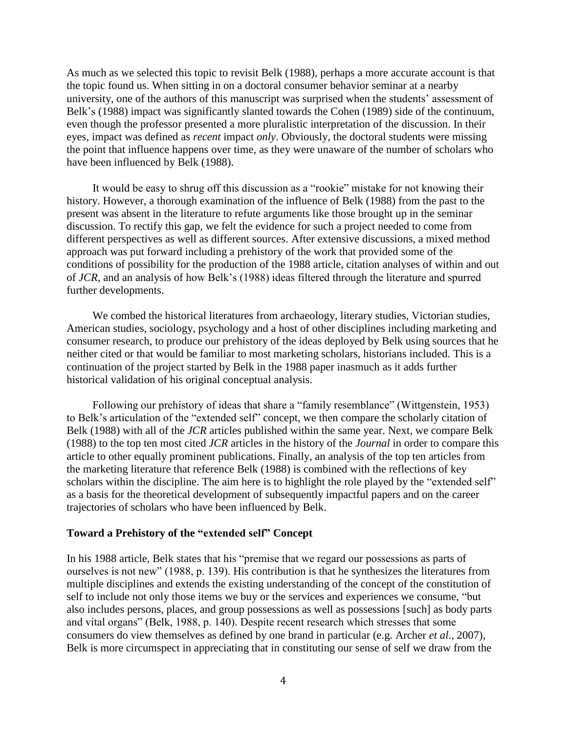As much as we selected this topic to revisit Belk (1988), perhaps a more accurate account is that the topic found us. When sitting in on a doctoral consumer behavior seminar at a nearby university, one of the authors of this manuscript was surprised when the students' assessment of Belk's (1988) impact was significantly slanted towards the Cohen (1989) side of the continuum, even though the professor presented a more pluralistic interpretation of the discussion. In their eyes, impact was defined as *recent* impact *only*. Obviously, the doctoral students were missing the point that influence happens over time, as they were unaware of the number of scholars who have been influenced by Belk (1988).

It would be easy to shrug off this discussion as a "rookie" mistake for not knowing their history. However, a thorough examination of the influence of Belk (1988) from the past to the present was absent in the literature to refute arguments like those brought up in the seminar discussion. To rectify this gap, we felt the evidence for such a project needed to come from different perspectives as well as different sources. After extensive discussions, a mixed method approach was put forward including a prehistory of the work that provided some of the conditions of possibility for the production of the 1988 article, citation analyses of within and out of *JCR*, and an analysis of how Belk's (1988) ideas filtered through the literature and spurred further developments.

We combed the historical literatures from archaeology, literary studies, Victorian studies, American studies, sociology, psychology and a host of other disciplines including marketing and consumer research, to produce our prehistory of the ideas deployed by Belk using sources that he neither cited or that would be familiar to most marketing scholars, historians included. This is a continuation of the project started by Belk in the 1988 paper inasmuch as it adds further historical validation of his original conceptual analysis.

Following our prehistory of ideas that share a "family resemblance" (Wittgenstein, 1953) to Belk's articulation of the "extended self" concept, we then compare the scholarly citation of Belk (1988) with all of the *JCR* articles published within the same year. Next, we compare Belk (1988) to the top ten most cited *JCR* articles in the history of the *Journal* in order to compare this article to other equally prominent publications. Finally, an analysis of the top ten articles from the marketing literature that reference Belk (1988) is combined with the reflections of key scholars within the discipline. The aim here is to highlight the role played by the "extended self" as a basis for the theoretical development of subsequently impactful papers and on the career trajectories of scholars who have been influenced by Belk.

## Toward a Prehistory of the "extended self" Concept

In his 1988 article, Belk states that his "premise that we regard our possessions as parts of ourselves is not new" (1988, p. 139). His contribution is that he synthesizes the literatures from multiple disciplines and extends the existing understanding of the concept of the constitution of self to include not only those items we buy or the services and experiences we consume, "but also includes persons, places, and group possessions as well as possessions [such] as body parts and vital organs" (Belk, 1988, p. 140). Despite recent research which stresses that some consumers do view themselves as defined by one brand in particular (e.g. Archer *et al*., 2007), Belk is more circumspect in appreciating that in constituting our sense of self we draw from the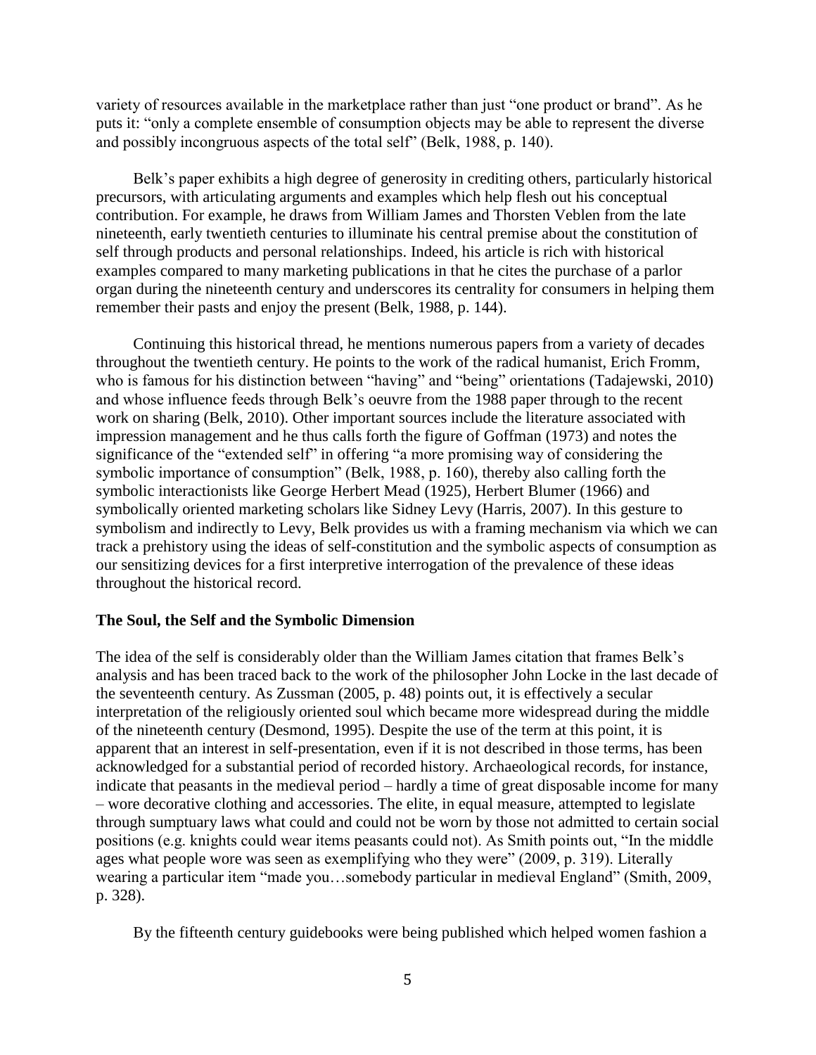variety of resources available in the marketplace rather than just "one product or brand". As he puts it: "only a complete ensemble of consumption objects may be able to represent the diverse and possibly incongruous aspects of the total self" (Belk, 1988, p. 140).

Belk's paper exhibits a high degree of generosity in crediting others, particularly historical precursors, with articulating arguments and examples which help flesh out his conceptual contribution. For example, he draws from William James and Thorsten Veblen from the late nineteenth, early twentieth centuries to illuminate his central premise about the constitution of self through products and personal relationships. Indeed, his article is rich with historical examples compared to many marketing publications in that he cites the purchase of a parlor organ during the nineteenth century and underscores its centrality for consumers in helping them remember their pasts and enjoy the present (Belk, 1988, p. 144).

Continuing this historical thread, he mentions numerous papers from a variety of decades throughout the twentieth century. He points to the work of the radical humanist, Erich Fromm, who is famous for his distinction between "having" and "being" orientations (Tadajewski, 2010) and whose influence feeds through Belk's oeuvre from the 1988 paper through to the recent work on sharing (Belk, 2010). Other important sources include the literature associated with impression management and he thus calls forth the figure of Goffman (1973) and notes the significance of the "extended self" in offering "a more promising way of considering the symbolic importance of consumption" (Belk, 1988, p. 160), thereby also calling forth the symbolic interactionists like George Herbert Mead (1925), Herbert Blumer (1966) and symbolically oriented marketing scholars like Sidney Levy (Harris, 2007). In this gesture to symbolism and indirectly to Levy, Belk provides us with a framing mechanism via which we can track a prehistory using the ideas of self-constitution and the symbolic aspects of consumption as our sensitizing devices for a first interpretive interrogation of the prevalence of these ideas throughout the historical record.

## The Soul, the Self and the Symbolic Dimension

The idea of the self is considerably older than the William James citation that frames Belk's analysis and has been traced back to the work of the philosopher John Locke in the last decade of the seventeenth century. As Zussman (2005, p. 48) points out, it is effectively a secular interpretation of the religiously oriented soul which became more widespread during the middle of the nineteenth century (Desmond, 1995). Despite the use of the term at this point, it is apparent that an interest in self-presentation, even if it is not described in those terms, has been acknowledged for a substantial period of recorded history. Archaeological records, for instance, indicate that peasants in the medieval period – hardly a time of great disposable income for many – wore decorative clothing and accessories. The elite, in equal measure, attempted to legislate through sumptuary laws what could and could not be worn by those not admitted to certain social positions (e.g. knights could wear items peasants could not). As Smith points out, "In the middle ages what people wore was seen as exemplifying who they were" (2009, p. 319). Literally wearing a particular item "made you…somebody particular in medieval England" (Smith, 2009, p. 328).

By the fifteenth century guidebooks were being published which helped women fashion a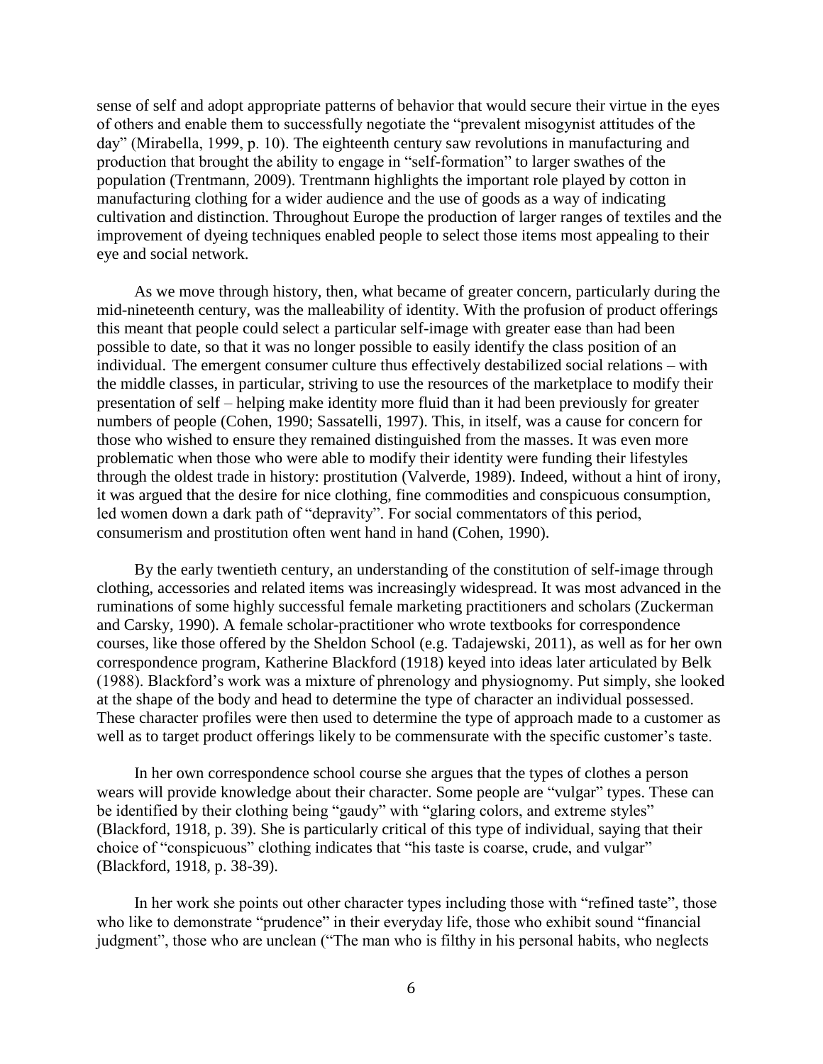sense of self and adopt appropriate patterns of behavior that would secure their virtue in the eyes of others and enable them to successfully negotiate the "prevalent misogynist attitudes of the day" (Mirabella, 1999, p. 10). The eighteenth century saw revolutions in manufacturing and production that brought the ability to engage in "self-formation" to larger swathes of the population (Trentmann, 2009). Trentmann highlights the important role played by cotton in manufacturing clothing for a wider audience and the use of goods as a way of indicating cultivation and distinction. Throughout Europe the production of larger ranges of textiles and the improvement of dyeing techniques enabled people to select those items most appealing to their eye and social network.

As we move through history, then, what became of greater concern, particularly during the mid-nineteenth century, was the malleability of identity. With the profusion of product offerings this meant that people could select a particular self-image with greater ease than had been possible to date, so that it was no longer possible to easily identify the class position of an individual. The emergent consumer culture thus effectively destabilized social relations – with the middle classes, in particular, striving to use the resources of the marketplace to modify their presentation of self – helping make identity more fluid than it had been previously for greater numbers of people (Cohen, 1990; Sassatelli, 1997). This, in itself, was a cause for concern for those who wished to ensure they remained distinguished from the masses. It was even more problematic when those who were able to modify their identity were funding their lifestyles through the oldest trade in history: prostitution (Valverde, 1989). Indeed, without a hint of irony, it was argued that the desire for nice clothing, fine commodities and conspicuous consumption, led women down a dark path of "depravity". For social commentators of this period, consumerism and prostitution often went hand in hand (Cohen, 1990).

By the early twentieth century, an understanding of the constitution of self-image through clothing, accessories and related items was increasingly widespread. It was most advanced in the ruminations of some highly successful female marketing practitioners and scholars (Zuckerman and Carsky, 1990). A female scholar-practitioner who wrote textbooks for correspondence courses, like those offered by the Sheldon School (e.g. Tadajewski, 2011), as well as for her own correspondence program, Katherine Blackford (1918) keyed into ideas later articulated by Belk (1988). Blackford's work was a mixture of phrenology and physiognomy. Put simply, she looked at the shape of the body and head to determine the type of character an individual possessed. These character profiles were then used to determine the type of approach made to a customer as well as to target product offerings likely to be commensurate with the specific customer's taste.

In her own correspondence school course she argues that the types of clothes a person wears will provide knowledge about their character. Some people are "vulgar" types. These can be identified by their clothing being "gaudy" with "glaring colors, and extreme styles" (Blackford, 1918, p. 39). She is particularly critical of this type of individual, saying that their choice of "conspicuous" clothing indicates that "his taste is coarse, crude, and vulgar" (Blackford, 1918, p. 38-39).

In her work she points out other character types including those with "refined taste", those who like to demonstrate "prudence" in their everyday life, those who exhibit sound "financial judgment", those who are unclean ("The man who is filthy in his personal habits, who neglects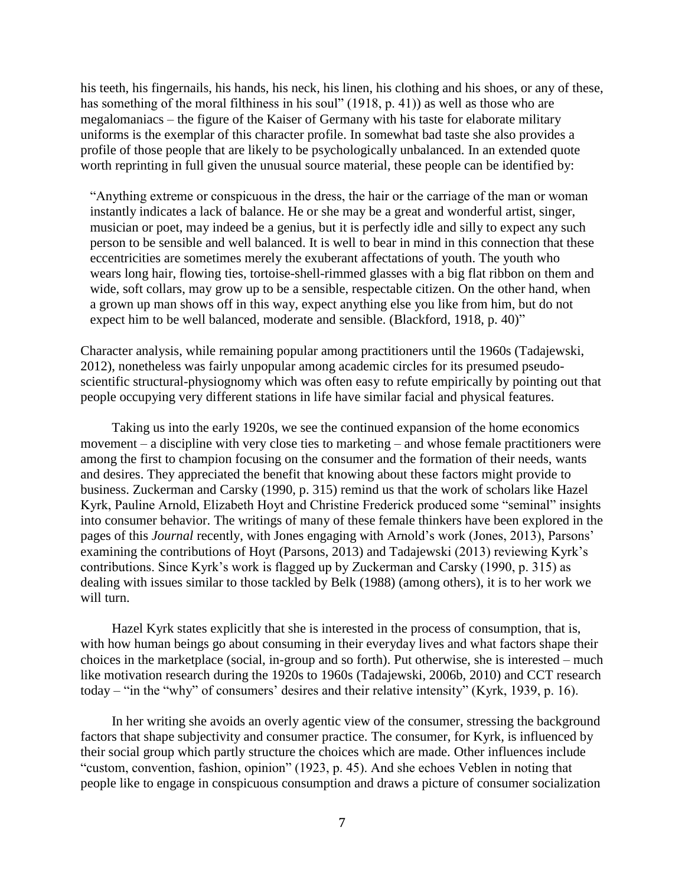his teeth, his fingernails, his hands, his neck, his linen, his clothing and his shoes, or any of these, has something of the moral filthiness in his soul" (1918, p. 41)) as well as those who are megalomaniacs – the figure of the Kaiser of Germany with his taste for elaborate military uniforms is the exemplar of this character profile. In somewhat bad taste she also provides a profile of those people that are likely to be psychologically unbalanced. In an extended quote worth reprinting in full given the unusual source material, these people can be identified by:

> "Anything extreme or conspicuous in the dress, the hair or the carriage of the man or woman instantly indicates a lack of balance. He or she may be a great and wonderful artist, singer, musician or poet, may indeed be a genius, but it is perfectly idle and silly to expect any such person to be sensible and well balanced. It is well to bear in mind in this connection that these eccentricities are sometimes merely the exuberant affectations of youth. The youth who wears long hair, flowing ties, tortoise-shell-rimmed glasses with a big flat ribbon on them and wide, soft collars, may grow up to be a sensible, respectable citizen. On the other hand, when a grown up man shows off in this way, expect anything else you like from him, but do not expect him to be well balanced, moderate and sensible. (Blackford, 1918, p. 40)"

Character analysis, while remaining popular among practitioners until the 1960s (Tadajewski, 2012), nonetheless was fairly unpopular among academic circles for its presumed pseudo-scientific structural-physiognomy which was often easy to refute empirically by pointing out that people occupying very different stations in life have similar facial and physical features.

Taking us into the early 1920s, we see the continued expansion of the home economics movement – a discipline with very close ties to marketing – and whose female practitioners were among the first to champion focusing on the consumer and the formation of their needs, wants and desires. They appreciated the benefit that knowing about these factors might provide to business. Zuckerman and Carsky (1990, p. 315) remind us that the work of scholars like Hazel Kyrk, Pauline Arnold, Elizabeth Hoyt and Christine Frederick produced some "seminal" insights into consumer behavior. The writings of many of these female thinkers have been explored in the pages of this *Journal* recently, with Jones engaging with Arnold's work (Jones, 2013), Parsons' examining the contributions of Hoyt (Parsons, 2013) and Tadajewski (2013) reviewing Kyrk's contributions. Since Kyrk's work is flagged up by Zuckerman and Carsky (1990, p. 315) as dealing with issues similar to those tackled by Belk (1988) (among others), it is to her work we will turn.

Hazel Kyrk states explicitly that she is interested in the process of consumption, that is, with how human beings go about consuming in their everyday lives and what factors shape their choices in the marketplace (social, in-group and so forth). Put otherwise, she is interested – much like motivation research during the 1920s to 1960s (Tadajewski, 2006b, 2010) and CCT research today – "in the "why" of consumers' desires and their relative intensity" (Kyrk, 1939, p. 16).

In her writing she avoids an overly agentic view of the consumer, stressing the background factors that shape subjectivity and consumer practice. The consumer, for Kyrk, is influenced by their social group which partly structure the choices which are made. Other influences include "custom, convention, fashion, opinion" (1923, p. 45). And she echoes Veblen in noting that people like to engage in conspicuous consumption and draws a picture of consumer socialization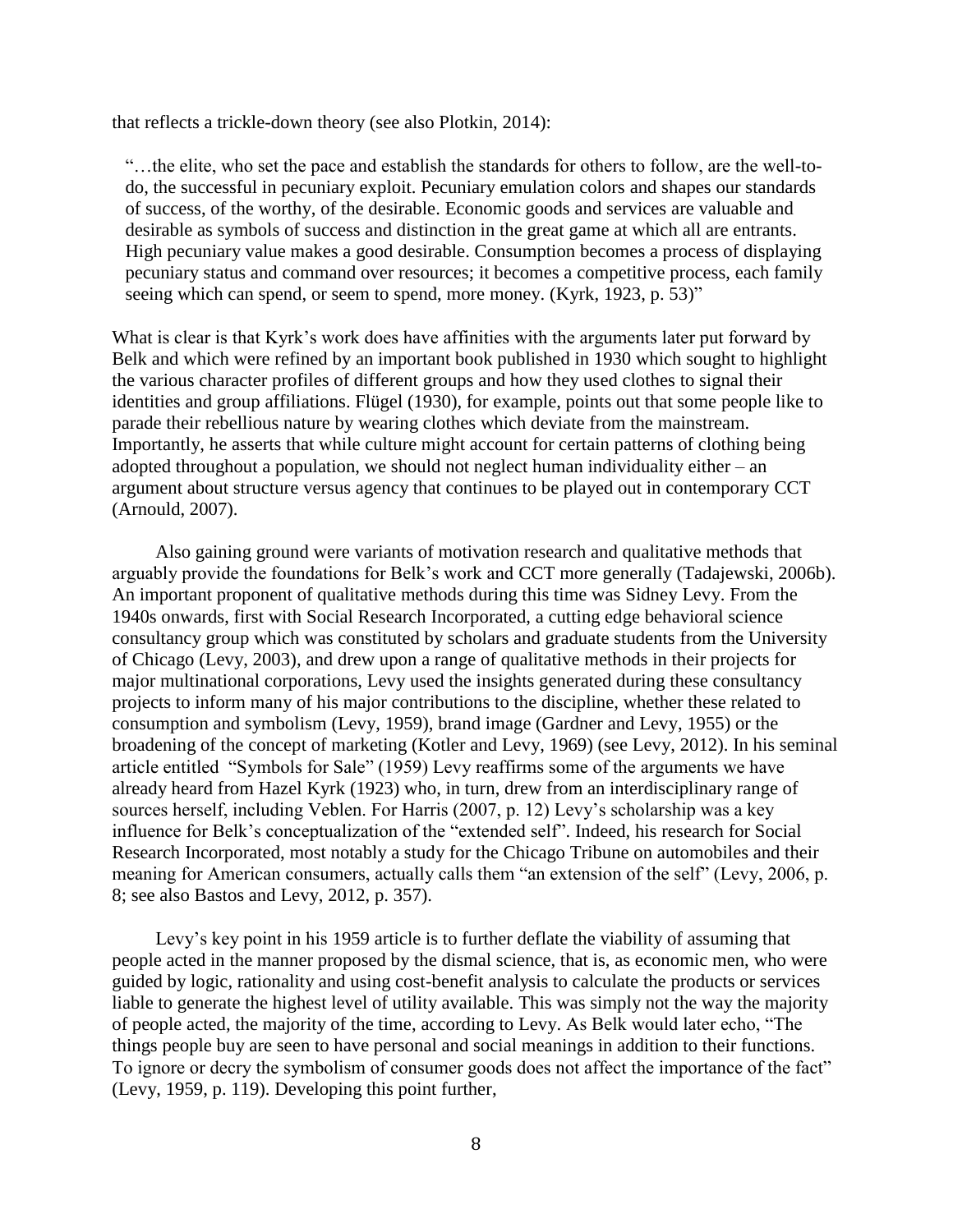that reflects a trickle-down theory (see also Plotkin, 2014):

> "…the elite, who set the pace and establish the standards for others to follow, are the well-to-do, the successful in pecuniary exploit. Pecuniary emulation colors and shapes our standards of success, of the worthy, of the desirable. Economic goods and services are valuable and desirable as symbols of success and distinction in the great game at which all are entrants. High pecuniary value makes a good desirable. Consumption becomes a process of displaying pecuniary status and command over resources; it becomes a competitive process, each family seeing which can spend, or seem to spend, more money. (Kyrk, 1923, p. 53)"

What is clear is that Kyrk's work does have affinities with the arguments later put forward by Belk and which were refined by an important book published in 1930 which sought to highlight the various character profiles of different groups and how they used clothes to signal their identities and group affiliations. Flügel (1930), for example, points out that some people like to parade their rebellious nature by wearing clothes which deviate from the mainstream. Importantly, he asserts that while culture might account for certain patterns of clothing being adopted throughout a population, we should not neglect human individuality either – an argument about structure versus agency that continues to be played out in contemporary CCT (Arnould, 2007).

Also gaining ground were variants of motivation research and qualitative methods that arguably provide the foundations for Belk's work and CCT more generally (Tadajewski, 2006b). An important proponent of qualitative methods during this time was Sidney Levy. From the 1940s onwards, first with Social Research Incorporated, a cutting edge behavioral science consultancy group which was constituted by scholars and graduate students from the University of Chicago (Levy, 2003), and drew upon a range of qualitative methods in their projects for major multinational corporations, Levy used the insights generated during these consultancy projects to inform many of his major contributions to the discipline, whether these related to consumption and symbolism (Levy, 1959), brand image (Gardner and Levy, 1955) or the broadening of the concept of marketing (Kotler and Levy, 1969) (see Levy, 2012). In his seminal article entitled "Symbols for Sale" (1959) Levy reaffirms some of the arguments we have already heard from Hazel Kyrk (1923) who, in turn, drew from an interdisciplinary range of sources herself, including Veblen. For Harris (2007, p. 12) Levy's scholarship was a key influence for Belk's conceptualization of the "extended self". Indeed, his research for Social Research Incorporated, most notably a study for the Chicago Tribune on automobiles and their meaning for American consumers, actually calls them "an extension of the self" (Levy, 2006, p. 8; see also Bastos and Levy, 2012, p. 357).

Levy's key point in his 1959 article is to further deflate the viability of assuming that people acted in the manner proposed by the dismal science, that is, as economic men, who were guided by logic, rationality and using cost-benefit analysis to calculate the products or services liable to generate the highest level of utility available. This was simply not the way the majority of people acted, the majority of the time, according to Levy. As Belk would later echo, "The things people buy are seen to have personal and social meanings in addition to their functions. To ignore or decry the symbolism of consumer goods does not affect the importance of the fact" (Levy, 1959, p. 119). Developing this point further,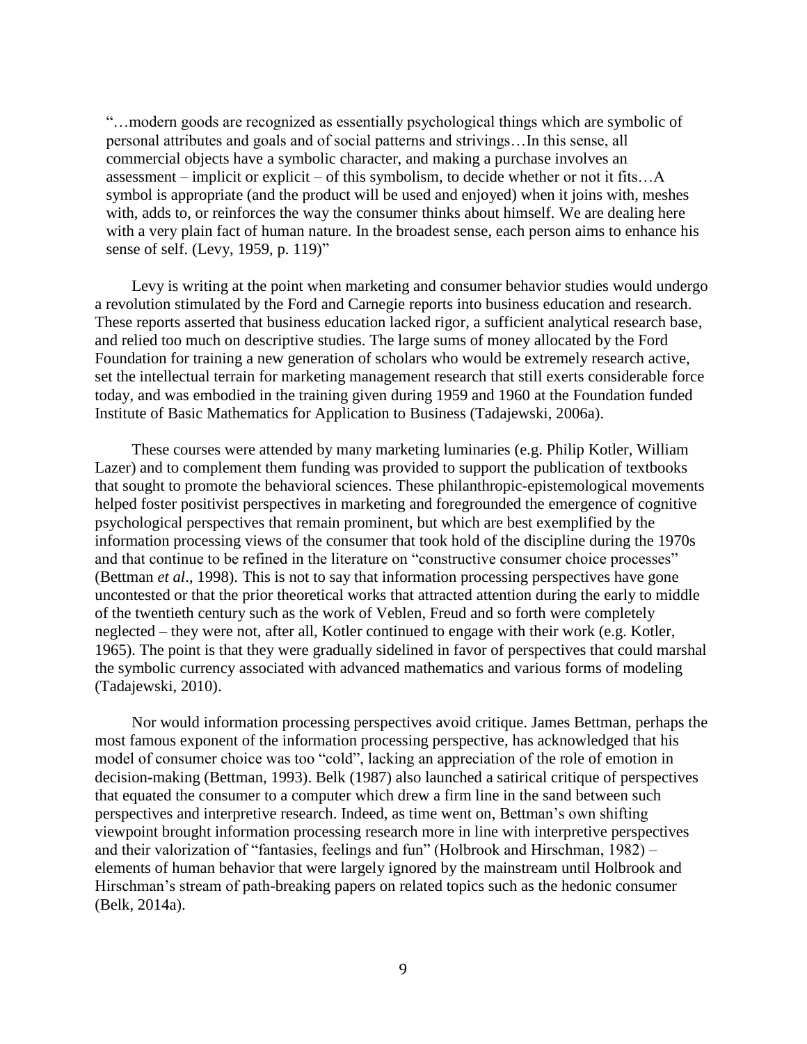> "…modern goods are recognized as essentially psychological things which are symbolic of personal attributes and goals and of social patterns and strivings…In this sense, all commercial objects have a symbolic character, and making a purchase involves an assessment – implicit or explicit – of this symbolism, to decide whether or not it fits…A symbol is appropriate (and the product will be used and enjoyed) when it joins with, meshes with, adds to, or reinforces the way the consumer thinks about himself. We are dealing here with a very plain fact of human nature. In the broadest sense, each person aims to enhance his sense of self. (Levy, 1959, p. 119)"

Levy is writing at the point when marketing and consumer behavior studies would undergo a revolution stimulated by the Ford and Carnegie reports into business education and research. These reports asserted that business education lacked rigor, a sufficient analytical research base, and relied too much on descriptive studies. The large sums of money allocated by the Ford Foundation for training a new generation of scholars who would be extremely research active, set the intellectual terrain for marketing management research that still exerts considerable force today, and was embodied in the training given during 1959 and 1960 at the Foundation funded Institute of Basic Mathematics for Application to Business (Tadajewski, 2006a).

These courses were attended by many marketing luminaries (e.g. Philip Kotler, William Lazer) and to complement them funding was provided to support the publication of textbooks that sought to promote the behavioral sciences. These philanthropic-epistemological movements helped foster positivist perspectives in marketing and foregrounded the emergence of cognitive psychological perspectives that remain prominent, but which are best exemplified by the information processing views of the consumer that took hold of the discipline during the 1970s and that continue to be refined in the literature on "constructive consumer choice processes" (Bettman *et al*., 1998). This is not to say that information processing perspectives have gone uncontested or that the prior theoretical works that attracted attention during the early to middle of the twentieth century such as the work of Veblen, Freud and so forth were completely neglected – they were not, after all, Kotler continued to engage with their work (e.g. Kotler, 1965). The point is that they were gradually sidelined in favor of perspectives that could marshal the symbolic currency associated with advanced mathematics and various forms of modeling (Tadajewski, 2010).

Nor would information processing perspectives avoid critique. James Bettman, perhaps the most famous exponent of the information processing perspective, has acknowledged that his model of consumer choice was too "cold", lacking an appreciation of the role of emotion in decision-making (Bettman, 1993). Belk (1987) also launched a satirical critique of perspectives that equated the consumer to a computer which drew a firm line in the sand between such perspectives and interpretive research. Indeed, as time went on, Bettman's own shifting viewpoint brought information processing research more in line with interpretive perspectives and their valorization of "fantasies, feelings and fun" (Holbrook and Hirschman, 1982) – elements of human behavior that were largely ignored by the mainstream until Holbrook and Hirschman's stream of path-breaking papers on related topics such as the hedonic consumer (Belk, 2014a).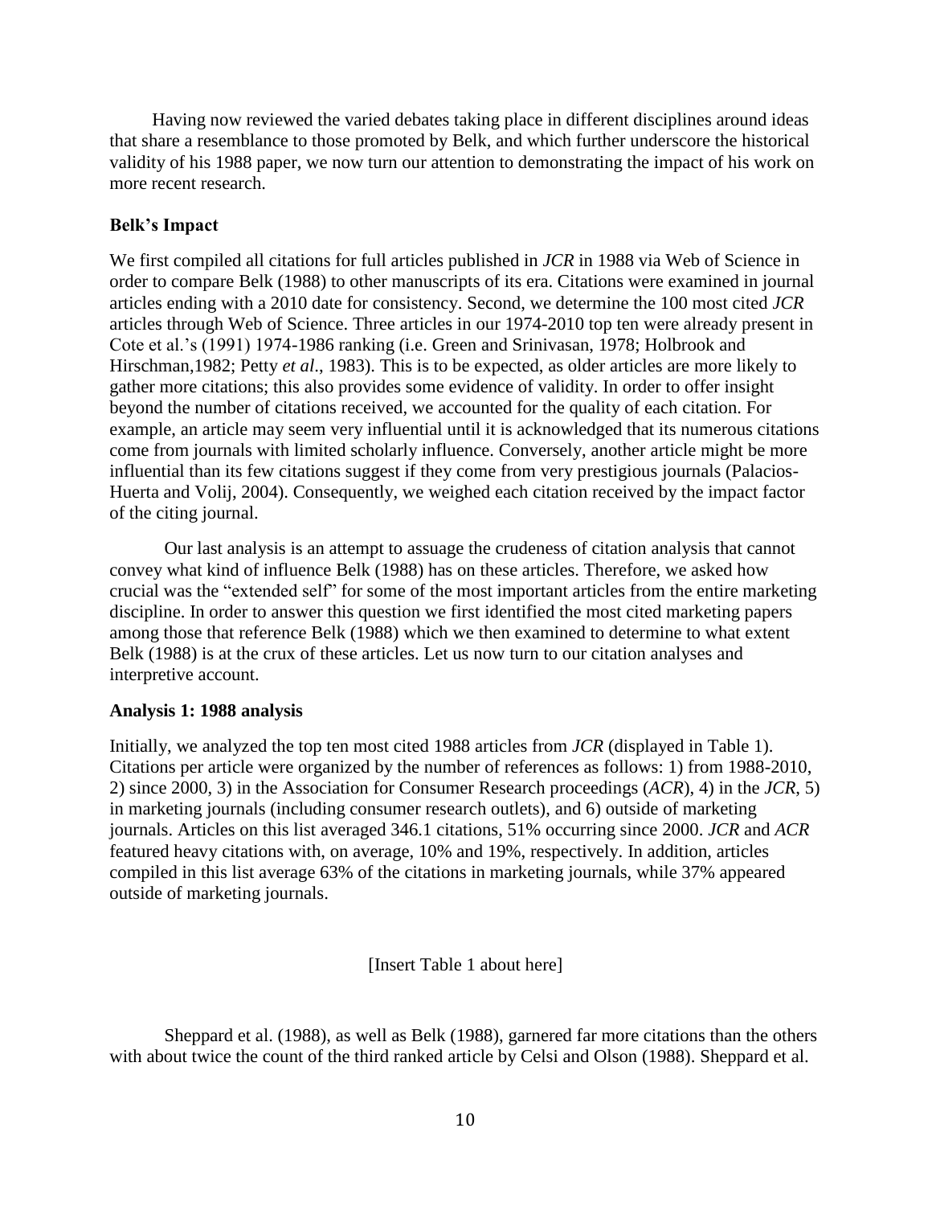Having now reviewed the varied debates taking place in different disciplines around ideas that share a resemblance to those promoted by Belk, and which further underscore the historical validity of his 1988 paper, we now turn our attention to demonstrating the impact of his work on more recent research.

**Belk's Impact**

We first compiled all citations for full articles published in *JCR* in 1988 via Web of Science in order to compare Belk (1988) to other manuscripts of its era. Citations were examined in journal articles ending with a 2010 date for consistency. Second, we determine the 100 most cited *JCR* articles through Web of Science. Three articles in our 1974-2010 top ten were already present in Cote et al.'s (1991) 1974-1986 ranking (i.e. Green and Srinivasan, 1978; Holbrook and Hirschman,1982; Petty *et al*., 1983). This is to be expected, as older articles are more likely to gather more citations; this also provides some evidence of validity. In order to offer insight beyond the number of citations received, we accounted for the quality of each citation. For example, an article may seem very influential until it is acknowledged that its numerous citations come from journals with limited scholarly influence. Conversely, another article might be more influential than its few citations suggest if they come from very prestigious journals (Palacios-Huerta and Volij, 2004). Consequently, we weighed each citation received by the impact factor of the citing journal.

Our last analysis is an attempt to assuage the crudeness of citation analysis that cannot convey what kind of influence Belk (1988) has on these articles. Therefore, we asked how crucial was the "extended self" for some of the most important articles from the entire marketing discipline. In order to answer this question we first identified the most cited marketing papers among those that reference Belk (1988) which we then examined to determine to what extent Belk (1988) is at the crux of these articles. Let us now turn to our citation analyses and interpretive account.

**Analysis 1: 1988 analysis**

Initially, we analyzed the top ten most cited 1988 articles from *JCR* (displayed in Table 1). Citations per article were organized by the number of references as follows: 1) from 1988-2010, 2) since 2000, 3) in the Association for Consumer Research proceedings (*ACR*), 4) in the *JCR*, 5) in marketing journals (including consumer research outlets), and 6) outside of marketing journals. Articles on this list averaged 346.1 citations, 51% occurring since 2000. *JCR* and *ACR* featured heavy citations with, on average, 10% and 19%, respectively. In addition, articles compiled in this list average 63% of the citations in marketing journals, while 37% appeared outside of marketing journals.

[Insert Table 1 about here]

Sheppard et al. (1988), as well as Belk (1988), garnered far more citations than the others with about twice the count of the third ranked article by Celsi and Olson (1988). Sheppard et al.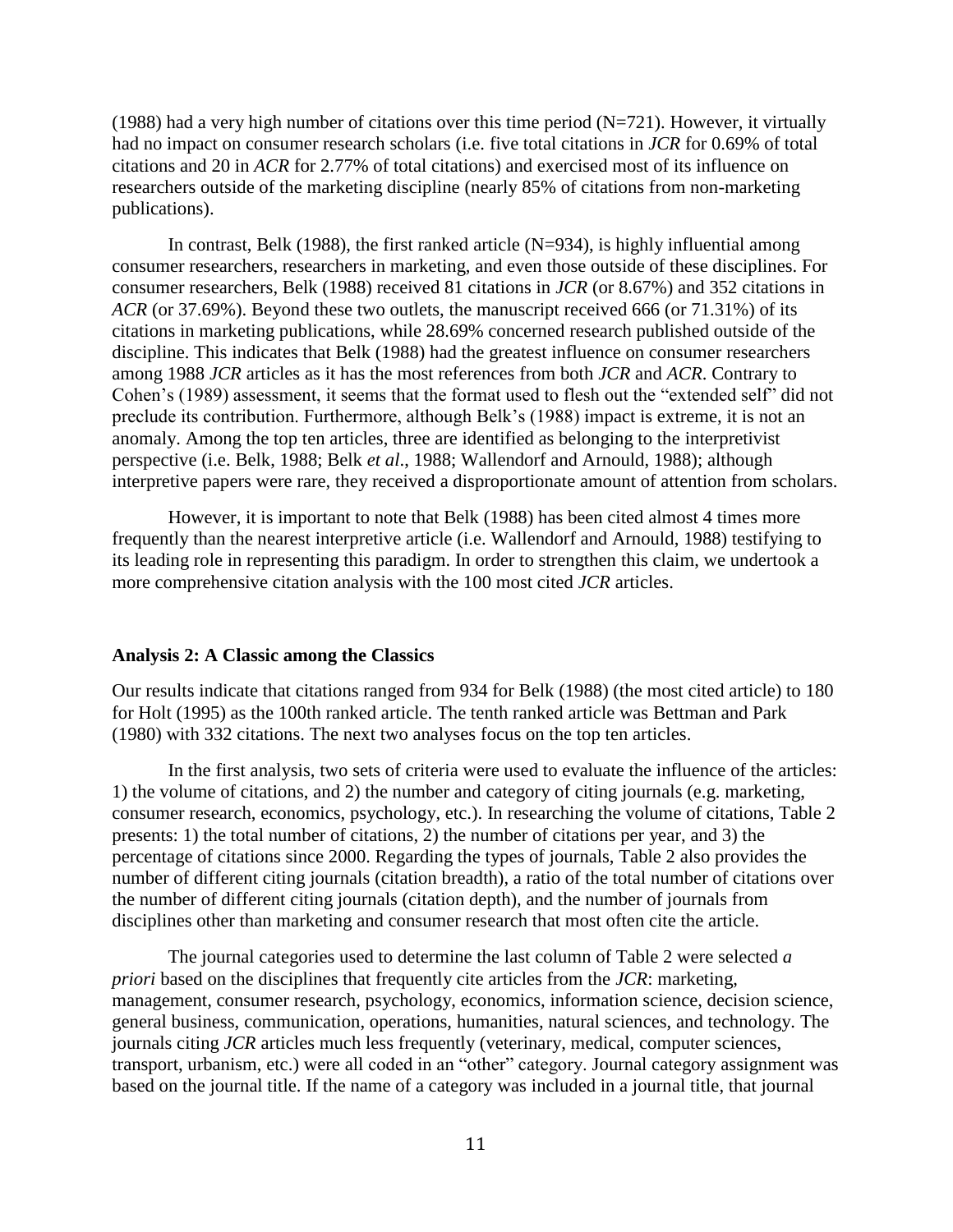(1988) had a very high number of citations over this time period (N=721). However, it virtually had no impact on consumer research scholars (i.e. five total citations in *JCR* for 0.69% of total citations and 20 in *ACR* for 2.77% of total citations) and exercised most of its influence on researchers outside of the marketing discipline (nearly 85% of citations from non-marketing publications).

In contrast, Belk (1988), the first ranked article (N=934), is highly influential among consumer researchers, researchers in marketing, and even those outside of these disciplines. For consumer researchers, Belk (1988) received 81 citations in *JCR* (or 8.67%) and 352 citations in *ACR* (or 37.69%). Beyond these two outlets, the manuscript received 666 (or 71.31%) of its citations in marketing publications, while 28.69% concerned research published outside of the discipline. This indicates that Belk (1988) had the greatest influence on consumer researchers among 1988 *JCR* articles as it has the most references from both *JCR* and *ACR*. Contrary to Cohen's (1989) assessment, it seems that the format used to flesh out the "extended self" did not preclude its contribution. Furthermore, although Belk's (1988) impact is extreme, it is not an anomaly. Among the top ten articles, three are identified as belonging to the interpretivist perspective (i.e. Belk, 1988; Belk *et al*., 1988; Wallendorf and Arnould, 1988); although interpretive papers were rare, they received a disproportionate amount of attention from scholars.

However, it is important to note that Belk (1988) has been cited almost 4 times more frequently than the nearest interpretive article (i.e. Wallendorf and Arnould, 1988) testifying to its leading role in representing this paradigm. In order to strengthen this claim, we undertook a more comprehensive citation analysis with the 100 most cited *JCR* articles.

### Analysis 2: A Classic among the Classics

Our results indicate that citations ranged from 934 for Belk (1988) (the most cited article) to 180 for Holt (1995) as the 100th ranked article. The tenth ranked article was Bettman and Park (1980) with 332 citations. The next two analyses focus on the top ten articles.

In the first analysis, two sets of criteria were used to evaluate the influence of the articles: 1) the volume of citations, and 2) the number and category of citing journals (e.g. marketing, consumer research, economics, psychology, etc.). In researching the volume of citations, Table 2 presents: 1) the total number of citations, 2) the number of citations per year, and 3) the percentage of citations since 2000. Regarding the types of journals, Table 2 also provides the number of different citing journals (citation breadth), a ratio of the total number of citations over the number of different citing journals (citation depth), and the number of journals from disciplines other than marketing and consumer research that most often cite the article.

The journal categories used to determine the last column of Table 2 were selected *a priori* based on the disciplines that frequently cite articles from the *JCR*: marketing, management, consumer research, psychology, economics, information science, decision science, general business, communication, operations, humanities, natural sciences, and technology. The journals citing *JCR* articles much less frequently (veterinary, medical, computer sciences, transport, urbanism, etc.) were all coded in an "other" category. Journal category assignment was based on the journal title. If the name of a category was included in a journal title, that journal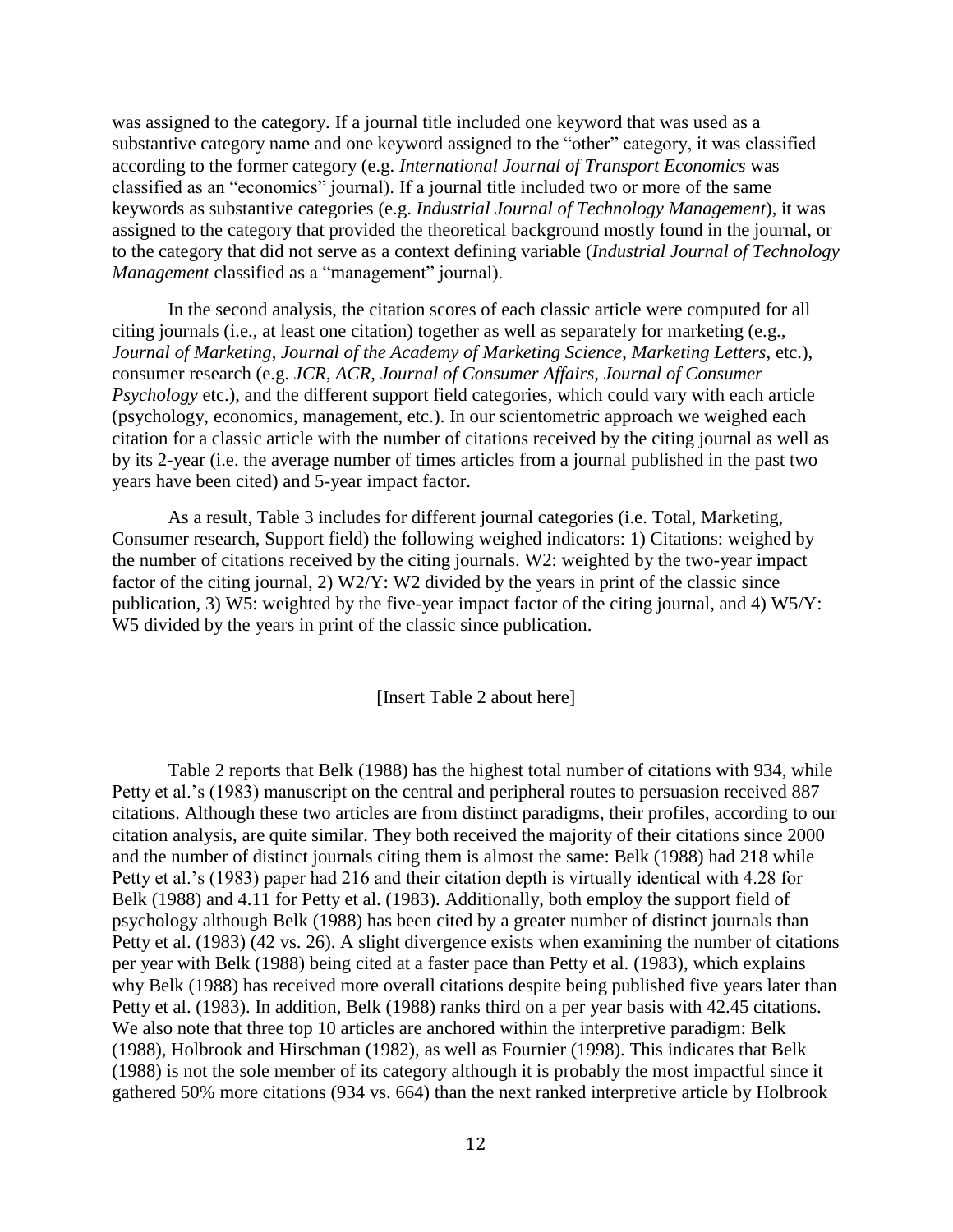was assigned to the category. If a journal title included one keyword that was used as a substantive category name and one keyword assigned to the "other" category, it was classified according to the former category (e.g. *International Journal of Transport Economics* was classified as an "economics" journal). If a journal title included two or more of the same keywords as substantive categories (e.g. *Industrial Journal of Technology Management*), it was assigned to the category that provided the theoretical background mostly found in the journal, or to the category that did not serve as a context defining variable (*Industrial Journal of Technology Management* classified as a "management" journal).

In the second analysis, the citation scores of each classic article were computed for all citing journals (i.e., at least one citation) together as well as separately for marketing (e.g., *Journal of Marketing*, *Journal of the Academy of Marketing Science*, *Marketing Letters*, etc.), consumer research (e.g. *JCR*, *ACR*, *Journal of Consumer Affairs*, *Journal of Consumer Psychology* etc.), and the different support field categories, which could vary with each article (psychology, economics, management, etc.). In our scientometric approach we weighed each citation for a classic article with the number of citations received by the citing journal as well as by its 2-year (i.e. the average number of times articles from a journal published in the past two years have been cited) and 5-year impact factor.

As a result, Table 3 includes for different journal categories (i.e. Total, Marketing, Consumer research, Support field) the following weighed indicators: 1) Citations: weighed by the number of citations received by the citing journals. W2: weighted by the two-year impact factor of the citing journal, 2) W2/Y: W2 divided by the years in print of the classic since publication, 3) W5: weighted by the five-year impact factor of the citing journal, and 4) W5/Y: W5 divided by the years in print of the classic since publication.

[Insert Table 2 about here]

Table 2 reports that Belk (1988) has the highest total number of citations with 934, while Petty et al.'s (1983) manuscript on the central and peripheral routes to persuasion received 887 citations. Although these two articles are from distinct paradigms, their profiles, according to our citation analysis, are quite similar. They both received the majority of their citations since 2000 and the number of distinct journals citing them is almost the same: Belk (1988) had 218 while Petty et al.'s (1983) paper had 216 and their citation depth is virtually identical with 4.28 for Belk (1988) and 4.11 for Petty et al. (1983). Additionally, both employ the support field of psychology although Belk (1988) has been cited by a greater number of distinct journals than Petty et al. (1983) (42 vs. 26). A slight divergence exists when examining the number of citations per year with Belk (1988) being cited at a faster pace than Petty et al. (1983), which explains why Belk (1988) has received more overall citations despite being published five years later than Petty et al. (1983). In addition, Belk (1988) ranks third on a per year basis with 42.45 citations. We also note that three top 10 articles are anchored within the interpretive paradigm: Belk (1988), Holbrook and Hirschman (1982), as well as Fournier (1998). This indicates that Belk (1988) is not the sole member of its category although it is probably the most impactful since it gathered 50% more citations (934 vs. 664) than the next ranked interpretive article by Holbrook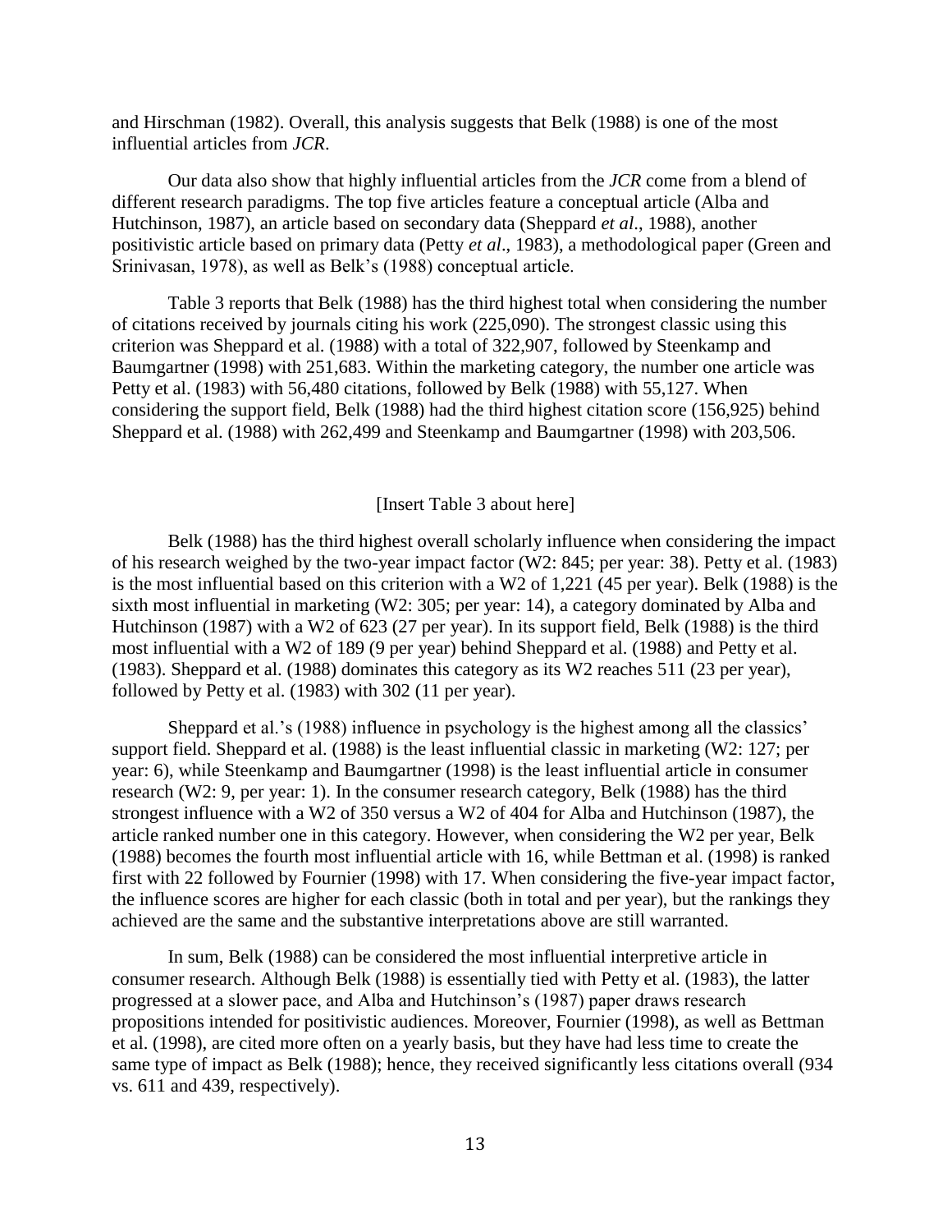and Hirschman (1982). Overall, this analysis suggests that Belk (1988) is one of the most influential articles from *JCR*.

Our data also show that highly influential articles from the *JCR* come from a blend of different research paradigms. The top five articles feature a conceptual article (Alba and Hutchinson, 1987), an article based on secondary data (Sheppard *et al*., 1988), another positivistic article based on primary data (Petty *et al*., 1983), a methodological paper (Green and Srinivasan, 1978), as well as Belk's (1988) conceptual article.

Table 3 reports that Belk (1988) has the third highest total when considering the number of citations received by journals citing his work (225,090). The strongest classic using this criterion was Sheppard et al. (1988) with a total of 322,907, followed by Steenkamp and Baumgartner (1998) with 251,683. Within the marketing category, the number one article was Petty et al. (1983) with 56,480 citations, followed by Belk (1988) with 55,127. When considering the support field, Belk (1988) had the third highest citation score (156,925) behind Sheppard et al. (1988) with 262,499 and Steenkamp and Baumgartner (1998) with 203,506.

[Insert Table 3 about here]

Belk (1988) has the third highest overall scholarly influence when considering the impact of his research weighed by the two-year impact factor (W2: 845; per year: 38). Petty et al. (1983) is the most influential based on this criterion with a W2 of 1,221 (45 per year). Belk (1988) is the sixth most influential in marketing (W2: 305; per year: 14), a category dominated by Alba and Hutchinson (1987) with a W2 of 623 (27 per year). In its support field, Belk (1988) is the third most influential with a W2 of 189 (9 per year) behind Sheppard et al. (1988) and Petty et al. (1983). Sheppard et al. (1988) dominates this category as its W2 reaches 511 (23 per year), followed by Petty et al. (1983) with 302 (11 per year).

Sheppard et al.'s (1988) influence in psychology is the highest among all the classics' support field. Sheppard et al. (1988) is the least influential classic in marketing (W2: 127; per year: 6), while Steenkamp and Baumgartner (1998) is the least influential article in consumer research (W2: 9, per year: 1). In the consumer research category, Belk (1988) has the third strongest influence with a W2 of 350 versus a W2 of 404 for Alba and Hutchinson (1987), the article ranked number one in this category. However, when considering the W2 per year, Belk (1988) becomes the fourth most influential article with 16, while Bettman et al. (1998) is ranked first with 22 followed by Fournier (1998) with 17. When considering the five-year impact factor, the influence scores are higher for each classic (both in total and per year), but the rankings they achieved are the same and the substantive interpretations above are still warranted.

In sum, Belk (1988) can be considered the most influential interpretive article in consumer research. Although Belk (1988) is essentially tied with Petty et al. (1983), the latter progressed at a slower pace, and Alba and Hutchinson's (1987) paper draws research propositions intended for positivistic audiences. Moreover, Fournier (1998), as well as Bettman et al. (1998), are cited more often on a yearly basis, but they have had less time to create the same type of impact as Belk (1988); hence, they received significantly less citations overall (934 vs. 611 and 439, respectively).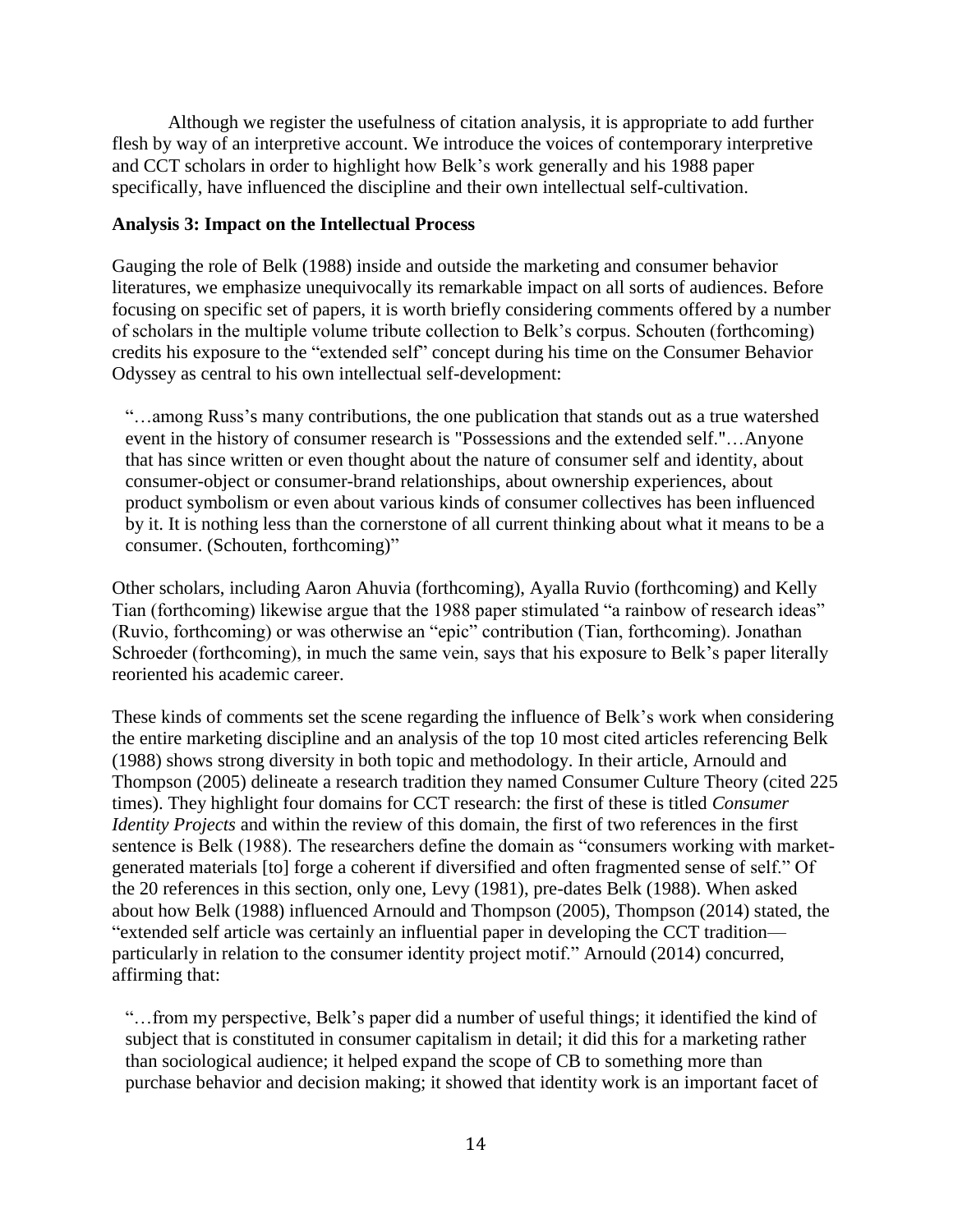Although we register the usefulness of citation analysis, it is appropriate to add further flesh by way of an interpretive account. We introduce the voices of contemporary interpretive and CCT scholars in order to highlight how Belk's work generally and his 1988 paper specifically, have influenced the discipline and their own intellectual self-cultivation.

**Analysis 3: Impact on the Intellectual Process**

Gauging the role of Belk (1988) inside and outside the marketing and consumer behavior literatures, we emphasize unequivocally its remarkable impact on all sorts of audiences. Before focusing on specific set of papers, it is worth briefly considering comments offered by a number of scholars in the multiple volume tribute collection to Belk's corpus. Schouten (forthcoming) credits his exposure to the "extended self" concept during his time on the Consumer Behavior Odyssey as central to his own intellectual self-development:

> "…among Russ's many contributions, the one publication that stands out as a true watershed event in the history of consumer research is "Possessions and the extended self."…Anyone that has since written or even thought about the nature of consumer self and identity, about consumer-object or consumer-brand relationships, about ownership experiences, about product symbolism or even about various kinds of consumer collectives has been influenced by it. It is nothing less than the cornerstone of all current thinking about what it means to be a consumer. (Schouten, forthcoming)"

Other scholars, including Aaron Ahuvia (forthcoming), Ayalla Ruvio (forthcoming) and Kelly Tian (forthcoming) likewise argue that the 1988 paper stimulated "a rainbow of research ideas" (Ruvio, forthcoming) or was otherwise an "epic" contribution (Tian, forthcoming). Jonathan Schroeder (forthcoming), in much the same vein, says that his exposure to Belk's paper literally reoriented his academic career.

These kinds of comments set the scene regarding the influence of Belk's work when considering the entire marketing discipline and an analysis of the top 10 most cited articles referencing Belk (1988) shows strong diversity in both topic and methodology. In their article, Arnould and Thompson (2005) delineate a research tradition they named Consumer Culture Theory (cited 225 times). They highlight four domains for CCT research: the first of these is titled *Consumer Identity Projects* and within the review of this domain, the first of two references in the first sentence is Belk (1988). The researchers define the domain as "consumers working with market-generated materials [to] forge a coherent if diversified and often fragmented sense of self." Of the 20 references in this section, only one, Levy (1981), pre-dates Belk (1988). When asked about how Belk (1988) influenced Arnould and Thompson (2005), Thompson (2014) stated, the "extended self article was certainly an influential paper in developing the CCT tradition—particularly in relation to the consumer identity project motif." Arnould (2014) concurred, affirming that:

> "…from my perspective, Belk's paper did a number of useful things; it identified the kind of subject that is constituted in consumer capitalism in detail; it did this for a marketing rather than sociological audience; it helped expand the scope of CB to something more than purchase behavior and decision making; it showed that identity work is an important facet of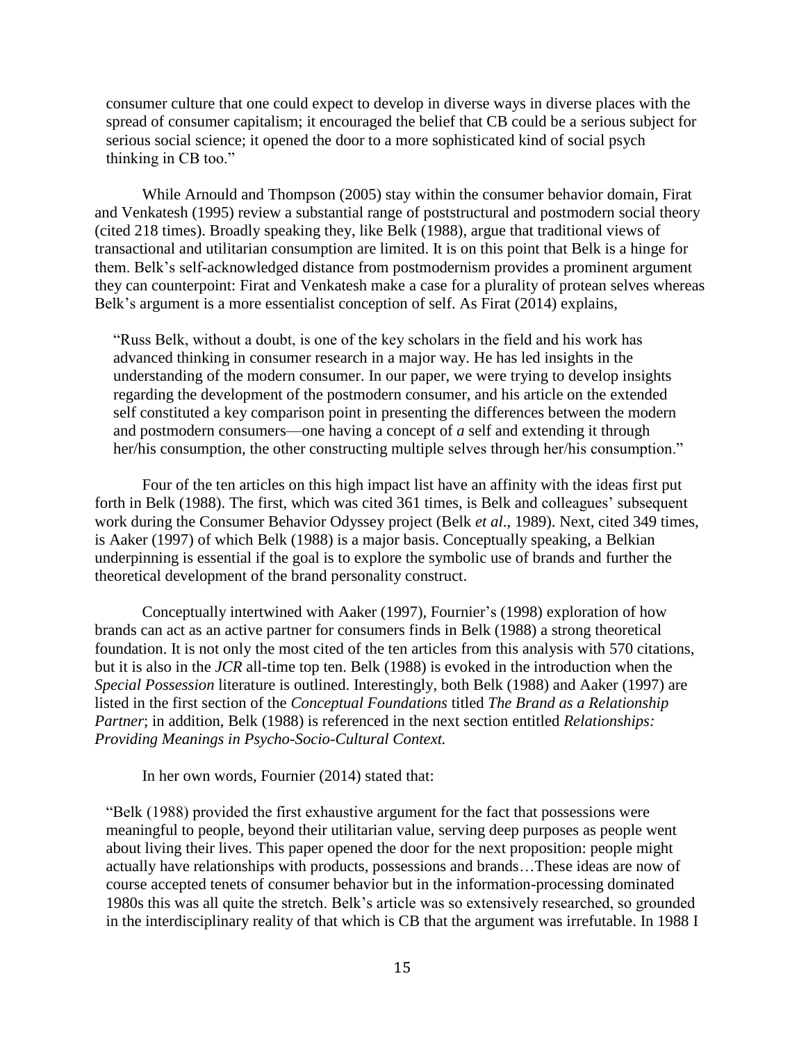consumer culture that one could expect to develop in diverse ways in diverse places with the spread of consumer capitalism; it encouraged the belief that CB could be a serious subject for serious social science; it opened the door to a more sophisticated kind of social psych thinking in CB too."

While Arnould and Thompson (2005) stay within the consumer behavior domain, Firat and Venkatesh (1995) review a substantial range of poststructural and postmodern social theory (cited 218 times). Broadly speaking they, like Belk (1988), argue that traditional views of transactional and utilitarian consumption are limited. It is on this point that Belk is a hinge for them. Belk's self-acknowledged distance from postmodernism provides a prominent argument they can counterpoint: Firat and Venkatesh make a case for a plurality of protean selves whereas Belk's argument is a more essentialist conception of self. As Firat (2014) explains,

> "Russ Belk, without a doubt, is one of the key scholars in the field and his work has advanced thinking in consumer research in a major way. He has led insights in the understanding of the modern consumer. In our paper, we were trying to develop insights regarding the development of the postmodern consumer, and his article on the extended self constituted a key comparison point in presenting the differences between the modern and postmodern consumers—one having a concept of *a* self and extending it through her/his consumption, the other constructing multiple selves through her/his consumption."

Four of the ten articles on this high impact list have an affinity with the ideas first put forth in Belk (1988). The first, which was cited 361 times, is Belk and colleagues' subsequent work during the Consumer Behavior Odyssey project (Belk *et al*., 1989). Next, cited 349 times, is Aaker (1997) of which Belk (1988) is a major basis. Conceptually speaking, a Belkian underpinning is essential if the goal is to explore the symbolic use of brands and further the theoretical development of the brand personality construct.

Conceptually intertwined with Aaker (1997), Fournier's (1998) exploration of how brands can act as an active partner for consumers finds in Belk (1988) a strong theoretical foundation. It is not only the most cited of the ten articles from this analysis with 570 citations, but it is also in the *JCR* all-time top ten. Belk (1988) is evoked in the introduction when the *Special Possession* literature is outlined. Interestingly, both Belk (1988) and Aaker (1997) are listed in the first section of the *Conceptual Foundations* titled *The Brand as a Relationship Partner*; in addition, Belk (1988) is referenced in the next section entitled *Relationships: Providing Meanings in Psycho-Socio-Cultural Context.*

In her own words, Fournier (2014) stated that:

> "Belk (1988) provided the first exhaustive argument for the fact that possessions were meaningful to people, beyond their utilitarian value, serving deep purposes as people went about living their lives. This paper opened the door for the next proposition: people might actually have relationships with products, possessions and brands…These ideas are now of course accepted tenets of consumer behavior but in the information-processing dominated 1980s this was all quite the stretch. Belk's article was so extensively researched, so grounded in the interdisciplinary reality of that which is CB that the argument was irrefutable. In 1988 I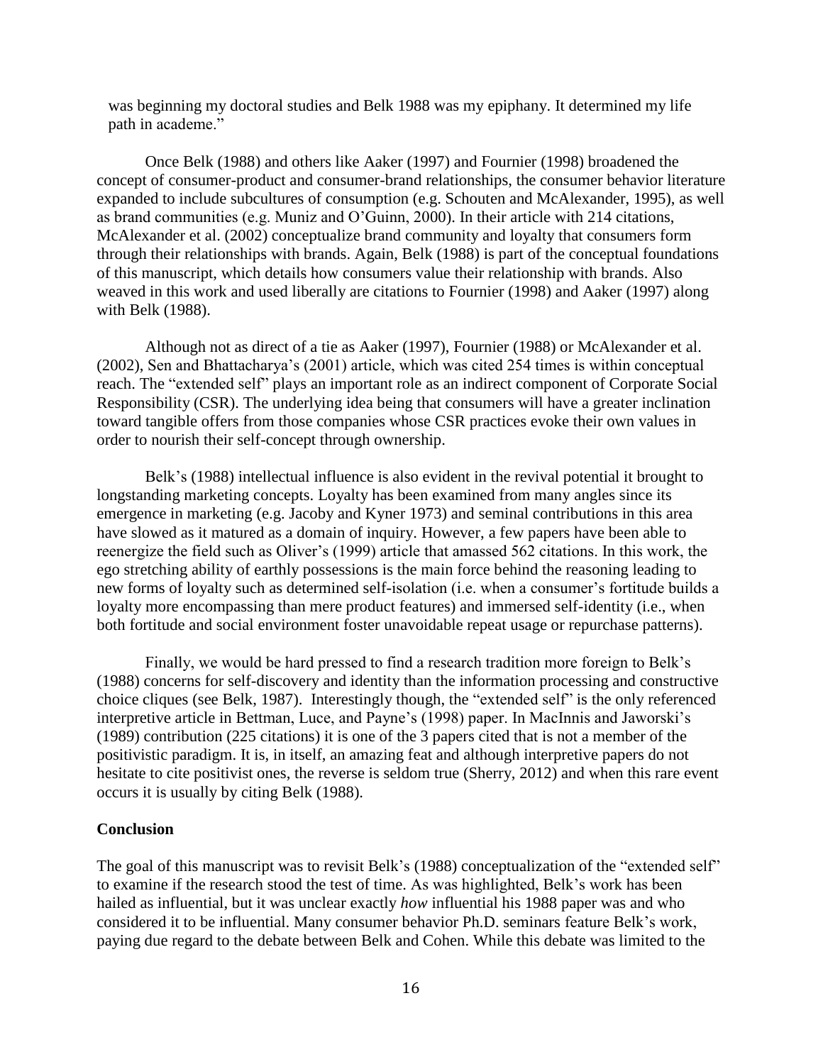was beginning my doctoral studies and Belk 1988 was my epiphany. It determined my life path in academe."

Once Belk (1988) and others like Aaker (1997) and Fournier (1998) broadened the concept of consumer-product and consumer-brand relationships, the consumer behavior literature expanded to include subcultures of consumption (e.g. Schouten and McAlexander, 1995), as well as brand communities (e.g. Muniz and O'Guinn, 2000). In their article with 214 citations, McAlexander et al. (2002) conceptualize brand community and loyalty that consumers form through their relationships with brands. Again, Belk (1988) is part of the conceptual foundations of this manuscript, which details how consumers value their relationship with brands. Also weaved in this work and used liberally are citations to Fournier (1998) and Aaker (1997) along with Belk (1988).

Although not as direct of a tie as Aaker (1997), Fournier (1988) or McAlexander et al. (2002), Sen and Bhattacharya's (2001) article, which was cited 254 times is within conceptual reach. The "extended self" plays an important role as an indirect component of Corporate Social Responsibility (CSR). The underlying idea being that consumers will have a greater inclination toward tangible offers from those companies whose CSR practices evoke their own values in order to nourish their self-concept through ownership.

Belk's (1988) intellectual influence is also evident in the revival potential it brought to longstanding marketing concepts. Loyalty has been examined from many angles since its emergence in marketing (e.g. Jacoby and Kyner 1973) and seminal contributions in this area have slowed as it matured as a domain of inquiry. However, a few papers have been able to reenergize the field such as Oliver's (1999) article that amassed 562 citations. In this work, the ego stretching ability of earthly possessions is the main force behind the reasoning leading to new forms of loyalty such as determined self-isolation (i.e. when a consumer's fortitude builds a loyalty more encompassing than mere product features) and immersed self-identity (i.e., when both fortitude and social environment foster unavoidable repeat usage or repurchase patterns).

Finally, we would be hard pressed to find a research tradition more foreign to Belk's (1988) concerns for self-discovery and identity than the information processing and constructive choice cliques (see Belk, 1987). Interestingly though, the "extended self" is the only referenced interpretive article in Bettman, Luce, and Payne's (1998) paper. In MacInnis and Jaworski's (1989) contribution (225 citations) it is one of the 3 papers cited that is not a member of the positivistic paradigm. It is, in itself, an amazing feat and although interpretive papers do not hesitate to cite positivist ones, the reverse is seldom true (Sherry, 2012) and when this rare event occurs it is usually by citing Belk (1988).

**Conclusion**

The goal of this manuscript was to revisit Belk's (1988) conceptualization of the "extended self" to examine if the research stood the test of time. As was highlighted, Belk's work has been hailed as influential, but it was unclear exactly *how* influential his 1988 paper was and who considered it to be influential. Many consumer behavior Ph.D. seminars feature Belk's work, paying due regard to the debate between Belk and Cohen. While this debate was limited to the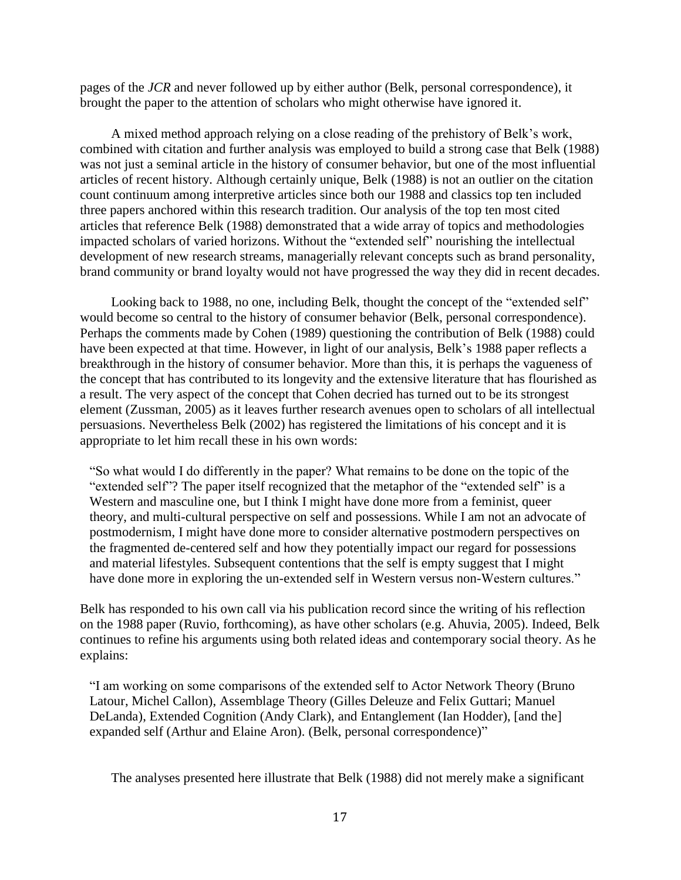pages of the *JCR* and never followed up by either author (Belk, personal correspondence), it brought the paper to the attention of scholars who might otherwise have ignored it.

A mixed method approach relying on a close reading of the prehistory of Belk's work, combined with citation and further analysis was employed to build a strong case that Belk (1988) was not just a seminal article in the history of consumer behavior, but one of the most influential articles of recent history. Although certainly unique, Belk (1988) is not an outlier on the citation count continuum among interpretive articles since both our 1988 and classics top ten included three papers anchored within this research tradition. Our analysis of the top ten most cited articles that reference Belk (1988) demonstrated that a wide array of topics and methodologies impacted scholars of varied horizons. Without the "extended self" nourishing the intellectual development of new research streams, managerially relevant concepts such as brand personality, brand community or brand loyalty would not have progressed the way they did in recent decades.

Looking back to 1988, no one, including Belk, thought the concept of the "extended self" would become so central to the history of consumer behavior (Belk, personal correspondence). Perhaps the comments made by Cohen (1989) questioning the contribution of Belk (1988) could have been expected at that time. However, in light of our analysis, Belk's 1988 paper reflects a breakthrough in the history of consumer behavior. More than this, it is perhaps the vagueness of the concept that has contributed to its longevity and the extensive literature that has flourished as a result. The very aspect of the concept that Cohen decried has turned out to be its strongest element (Zussman, 2005) as it leaves further research avenues open to scholars of all intellectual persuasions. Nevertheless Belk (2002) has registered the limitations of his concept and it is appropriate to let him recall these in his own words:

> "So what would I do differently in the paper? What remains to be done on the topic of the "extended self"? The paper itself recognized that the metaphor of the "extended self" is a Western and masculine one, but I think I might have done more from a feminist, queer theory, and multi-cultural perspective on self and possessions. While I am not an advocate of postmodernism, I might have done more to consider alternative postmodern perspectives on the fragmented de-centered self and how they potentially impact our regard for possessions and material lifestyles. Subsequent contentions that the self is empty suggest that I might have done more in exploring the un-extended self in Western versus non-Western cultures."

Belk has responded to his own call via his publication record since the writing of his reflection on the 1988 paper (Ruvio, forthcoming), as have other scholars (e.g. Ahuvia, 2005). Indeed, Belk continues to refine his arguments using both related ideas and contemporary social theory. As he explains:

> "I am working on some comparisons of the extended self to Actor Network Theory (Bruno Latour, Michel Callon), Assemblage Theory (Gilles Deleuze and Felix Guttari; Manuel DeLanda), Extended Cognition (Andy Clark), and Entanglement (Ian Hodder), [and the] expanded self (Arthur and Elaine Aron). (Belk, personal correspondence)"

The analyses presented here illustrate that Belk (1988) did not merely make a significant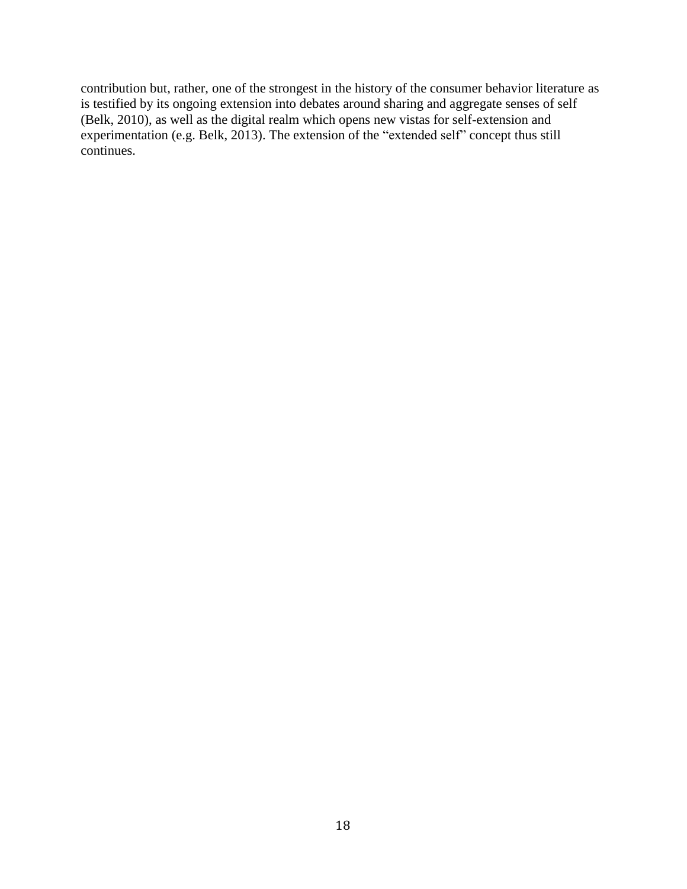contribution but, rather, one of the strongest in the history of the consumer behavior literature as is testified by its ongoing extension into debates around sharing and aggregate senses of self (Belk, 2010), as well as the digital realm which opens new vistas for self-extension and experimentation (e.g. Belk, 2013). The extension of the "extended self" concept thus still continues.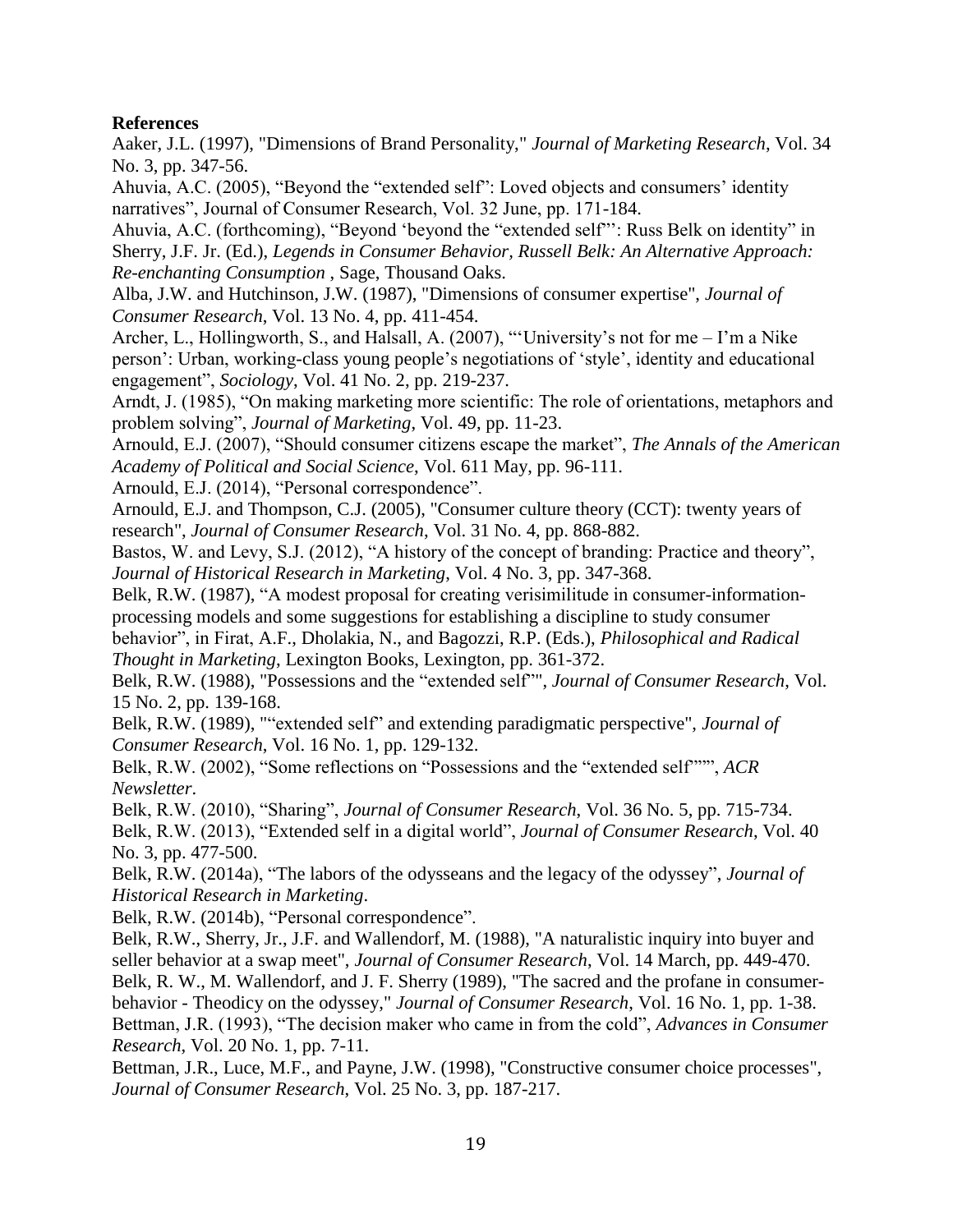**References**

Aaker, J.L. (1997), "Dimensions of Brand Personality," *Journal of Marketing Research*, Vol. 34 No. 3, pp. 347-56.

Ahuvia, A.C. (2005), "Beyond the "extended self": Loved objects and consumers' identity narratives", Journal of Consumer Research, Vol. 32 June, pp. 171-184.

Ahuvia, A.C. (forthcoming), "Beyond 'beyond the "extended self"': Russ Belk on identity" in Sherry, J.F. Jr. (Ed.), *Legends in Consumer Behavior, Russell Belk: An Alternative Approach: Re-enchanting Consumption* , Sage, Thousand Oaks.

Alba, J.W. and Hutchinson, J.W. (1987), "Dimensions of consumer expertise", *Journal of Consumer Research*, Vol. 13 No. 4, pp. 411-454.

Archer, L., Hollingworth, S., and Halsall, A. (2007), "'University's not for me – I'm a Nike person': Urban, working-class young people's negotiations of 'style', identity and educational engagement", *Sociology*, Vol. 41 No. 2, pp. 219-237.

Arndt, J. (1985), "On making marketing more scientific: The role of orientations, metaphors and problem solving", *Journal of Marketing*, Vol. 49, pp. 11-23.

Arnould, E.J. (2007), "Should consumer citizens escape the market", *The Annals of the American Academy of Political and Social Science*, Vol. 611 May, pp. 96-111.

Arnould, E.J. (2014), "Personal correspondence".

Arnould, E.J. and Thompson, C.J. (2005), "Consumer culture theory (CCT): twenty years of research", *Journal of Consumer Research*, Vol. 31 No. 4, pp. 868-882.

Bastos, W. and Levy, S.J. (2012), "A history of the concept of branding: Practice and theory", *Journal of Historical Research in Marketing*, Vol. 4 No. 3, pp. 347-368.

Belk, R.W. (1987), "A modest proposal for creating verisimilitude in consumer-information-processing models and some suggestions for establishing a discipline to study consumer behavior", in Firat, A.F., Dholakia, N., and Bagozzi, R.P. (Eds.), *Philosophical and Radical Thought in Marketing*, Lexington Books, Lexington, pp. 361-372.

Belk, R.W. (1988), "Possessions and the "extended self"", *Journal of Consumer Research*, Vol. 15 No. 2, pp. 139-168.

Belk, R.W. (1989), ""extended self" and extending paradigmatic perspective", *Journal of Consumer Research*, Vol. 16 No. 1, pp. 129-132.

Belk, R.W. (2002), "Some reflections on "Possessions and the "extended self""", *ACR Newsletter*.

Belk, R.W. (2010), "Sharing", *Journal of Consumer Research*, Vol. 36 No. 5, pp. 715-734.

Belk, R.W. (2013), "Extended self in a digital world", *Journal of Consumer Research*, Vol. 40 No. 3, pp. 477-500.

Belk, R.W. (2014a), "The labors of the odysseans and the legacy of the odyssey", *Journal of Historical Research in Marketing*.

Belk, R.W. (2014b), "Personal correspondence".

Belk, R.W., Sherry, Jr., J.F. and Wallendorf, M. (1988), "A naturalistic inquiry into buyer and seller behavior at a swap meet", *Journal of Consumer Research*, Vol. 14 March, pp. 449-470.

Belk, R. W., M. Wallendorf, and J. F. Sherry (1989), "The sacred and the profane in consumer-behavior - Theodicy on the odyssey," *Journal of Consumer Research*, Vol. 16 No. 1, pp. 1-38.

Bettman, J.R. (1993), "The decision maker who came in from the cold", *Advances in Consumer Research*, Vol. 20 No. 1, pp. 7-11.

Bettman, J.R., Luce, M.F., and Payne, J.W. (1998), "Constructive consumer choice processes", *Journal of Consumer Research*, Vol. 25 No. 3, pp. 187-217.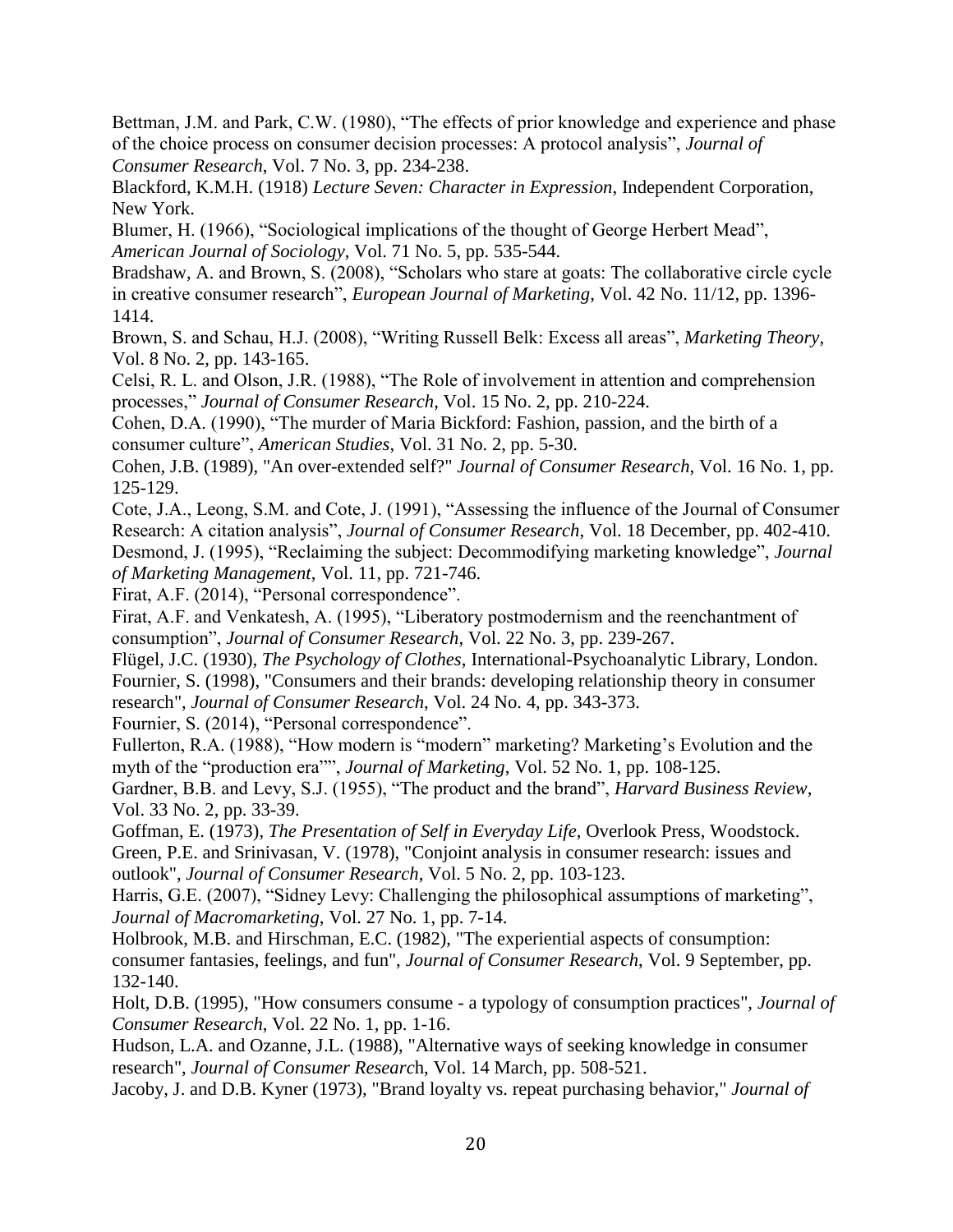Bettman, J.M. and Park, C.W. (1980), "The effects of prior knowledge and experience and phase of the choice process on consumer decision processes: A protocol analysis", *Journal of Consumer Research*, Vol. 7 No. 3, pp. 234-238.

Blackford, K.M.H. (1918) *Lecture Seven: Character in Expression*, Independent Corporation, New York.

Blumer, H. (1966), "Sociological implications of the thought of George Herbert Mead", *American Journal of Sociology*, Vol. 71 No. 5, pp. 535-544.

Bradshaw, A. and Brown, S. (2008), "Scholars who stare at goats: The collaborative circle cycle in creative consumer research", *European Journal of Marketing*, Vol. 42 No. 11/12, pp. 1396-1414.

Brown, S. and Schau, H.J. (2008), "Writing Russell Belk: Excess all areas", *Marketing Theory*, Vol. 8 No. 2, pp. 143-165.

Celsi, R. L. and Olson, J.R. (1988), "The Role of involvement in attention and comprehension processes," *Journal of Consumer Research*, Vol. 15 No. 2, pp. 210-224.

Cohen, D.A. (1990), "The murder of Maria Bickford: Fashion, passion, and the birth of a consumer culture", *American Studies*, Vol. 31 No. 2, pp. 5-30.

Cohen, J.B. (1989), "An over-extended self?" *Journal of Consumer Research*, Vol. 16 No. 1, pp. 125-129.

Cote, J.A., Leong, S.M. and Cote, J. (1991), "Assessing the influence of the Journal of Consumer Research: A citation analysis", *Journal of Consumer Research*, Vol. 18 December, pp. 402-410.

Desmond, J. (1995), "Reclaiming the subject: Decommodifying marketing knowledge", *Journal of Marketing Management*, Vol. 11, pp. 721-746.

Firat, A.F. (2014), "Personal correspondence".

Firat, A.F. and Venkatesh, A. (1995), "Liberatory postmodernism and the reenchantment of consumption", *Journal of Consumer Research*, Vol. 22 No. 3, pp. 239-267.

Flügel, J.C. (1930), *The Psychology of Clothes*, International-Psychoanalytic Library, London.

Fournier, S. (1998), "Consumers and their brands: developing relationship theory in consumer research", *Journal of Consumer Research*, Vol. 24 No. 4, pp. 343-373.

Fournier, S. (2014), "Personal correspondence".

Fullerton, R.A. (1988), "How modern is "modern" marketing? Marketing's Evolution and the myth of the "production era"", *Journal of Marketing*, Vol. 52 No. 1, pp. 108-125.

Gardner, B.B. and Levy, S.J. (1955), "The product and the brand", *Harvard Business Review*, Vol. 33 No. 2, pp. 33-39.

Goffman, E. (1973), *The Presentation of Self in Everyday Life*, Overlook Press, Woodstock.

Green, P.E. and Srinivasan, V. (1978), "Conjoint analysis in consumer research: issues and outlook", *Journal of Consumer Research*, Vol. 5 No. 2, pp. 103-123.

Harris, G.E. (2007), "Sidney Levy: Challenging the philosophical assumptions of marketing", *Journal of Macromarketing*, Vol. 27 No. 1, pp. 7-14.

Holbrook, M.B. and Hirschman, E.C. (1982), "The experiential aspects of consumption: consumer fantasies, feelings, and fun", *Journal of Consumer Research*, Vol. 9 September, pp. 132-140.

Holt, D.B. (1995), "How consumers consume - a typology of consumption practices", *Journal of Consumer Research*, Vol. 22 No. 1, pp. 1-16.

Hudson, L.A. and Ozanne, J.L. (1988), "Alternative ways of seeking knowledge in consumer research", *Journal of Consumer Research*, Vol. 14 March, pp. 508-521.

Jacoby, J. and D.B. Kyner (1973), "Brand loyalty vs. repeat purchasing behavior," *Journal of*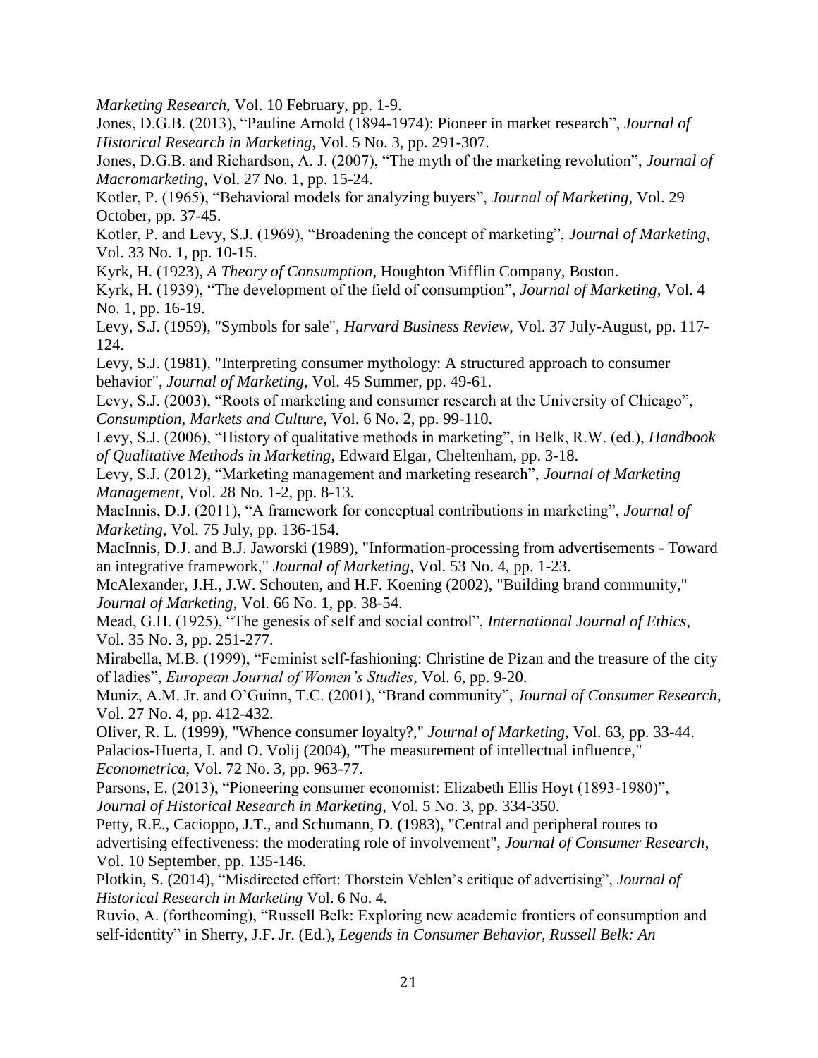*Marketing Research*, Vol. 10 February, pp. 1-9.

Jones, D.G.B. (2013), "Pauline Arnold (1894-1974): Pioneer in market research", *Journal of Historical Research in Marketing*, Vol. 5 No. 3, pp. 291-307.

Jones, D.G.B. and Richardson, A. J. (2007), "The myth of the marketing revolution", *Journal of Macromarketing*, Vol. 27 No. 1, pp. 15-24.

Kotler, P. (1965), "Behavioral models for analyzing buyers", *Journal of Marketing*, Vol. 29 October, pp. 37-45.

Kotler, P. and Levy, S.J. (1969), "Broadening the concept of marketing", *Journal of Marketing*, Vol. 33 No. 1, pp. 10-15.

Kyrk, H. (1923), *A Theory of Consumption*, Houghton Mifflin Company, Boston.

Kyrk, H. (1939), "The development of the field of consumption", *Journal of Marketing*, Vol. 4 No. 1, pp. 16-19.

Levy, S.J. (1959), "Symbols for sale", *Harvard Business Review*, Vol. 37 July-August, pp. 117-124.

Levy, S.J. (1981), "Interpreting consumer mythology: A structured approach to consumer behavior", *Journal of Marketing*, Vol. 45 Summer, pp. 49-61.

Levy, S.J. (2003), "Roots of marketing and consumer research at the University of Chicago", *Consumption, Markets and Culture*, Vol. 6 No. 2, pp. 99-110.

Levy, S.J. (2006), "History of qualitative methods in marketing", in Belk, R.W. (ed.), *Handbook of Qualitative Methods in Marketing*, Edward Elgar, Cheltenham, pp. 3-18.

Levy, S.J. (2012), "Marketing management and marketing research", *Journal of Marketing Management*, Vol. 28 No. 1-2, pp. 8-13.

MacInnis, D.J. (2011), "A framework for conceptual contributions in marketing", *Journal of Marketing*, Vol. 75 July, pp. 136-154.

MacInnis, D.J. and B.J. Jaworski (1989), "Information-processing from advertisements - Toward an integrative framework," *Journal of Marketing*, Vol. 53 No. 4, pp. 1-23.

McAlexander, J.H., J.W. Schouten, and H.F. Koening (2002), "Building brand community," *Journal of Marketing*, Vol. 66 No. 1, pp. 38-54.

Mead, G.H. (1925), "The genesis of self and social control", *International Journal of Ethics*, Vol. 35 No. 3, pp. 251-277.

Mirabella, M.B. (1999), "Feminist self-fashioning: Christine de Pizan and the treasure of the city of ladies", *European Journal of Women's Studies*, Vol. 6, pp. 9-20.

Muniz, A.M. Jr. and O'Guinn, T.C. (2001), "Brand community", *Journal of Consumer Research*, Vol. 27 No. 4, pp. 412-432.

Oliver, R. L. (1999), "Whence consumer loyalty?," *Journal of Marketing*, Vol. 63, pp. 33-44.

Palacios-Huerta, I. and O. Volij (2004), "The measurement of intellectual influence," *Econometrica*, Vol. 72 No. 3, pp. 963-77.

Parsons, E. (2013), "Pioneering consumer economist: Elizabeth Ellis Hoyt (1893-1980)", *Journal of Historical Research in Marketing*, Vol. 5 No. 3, pp. 334-350.

Petty, R.E., Cacioppo, J.T., and Schumann, D. (1983), "Central and peripheral routes to advertising effectiveness: the moderating role of involvement", *Journal of Consumer Research*, Vol. 10 September, pp. 135-146.

Plotkin, S. (2014), "Misdirected effort: Thorstein Veblen's critique of advertising", *Journal of Historical Research in Marketing* Vol. 6 No. 4.

Ruvio, A. (forthcoming), "Russell Belk: Exploring new academic frontiers of consumption and self-identity" in Sherry, J.F. Jr. (Ed.), *Legends in Consumer Behavior, Russell Belk: An*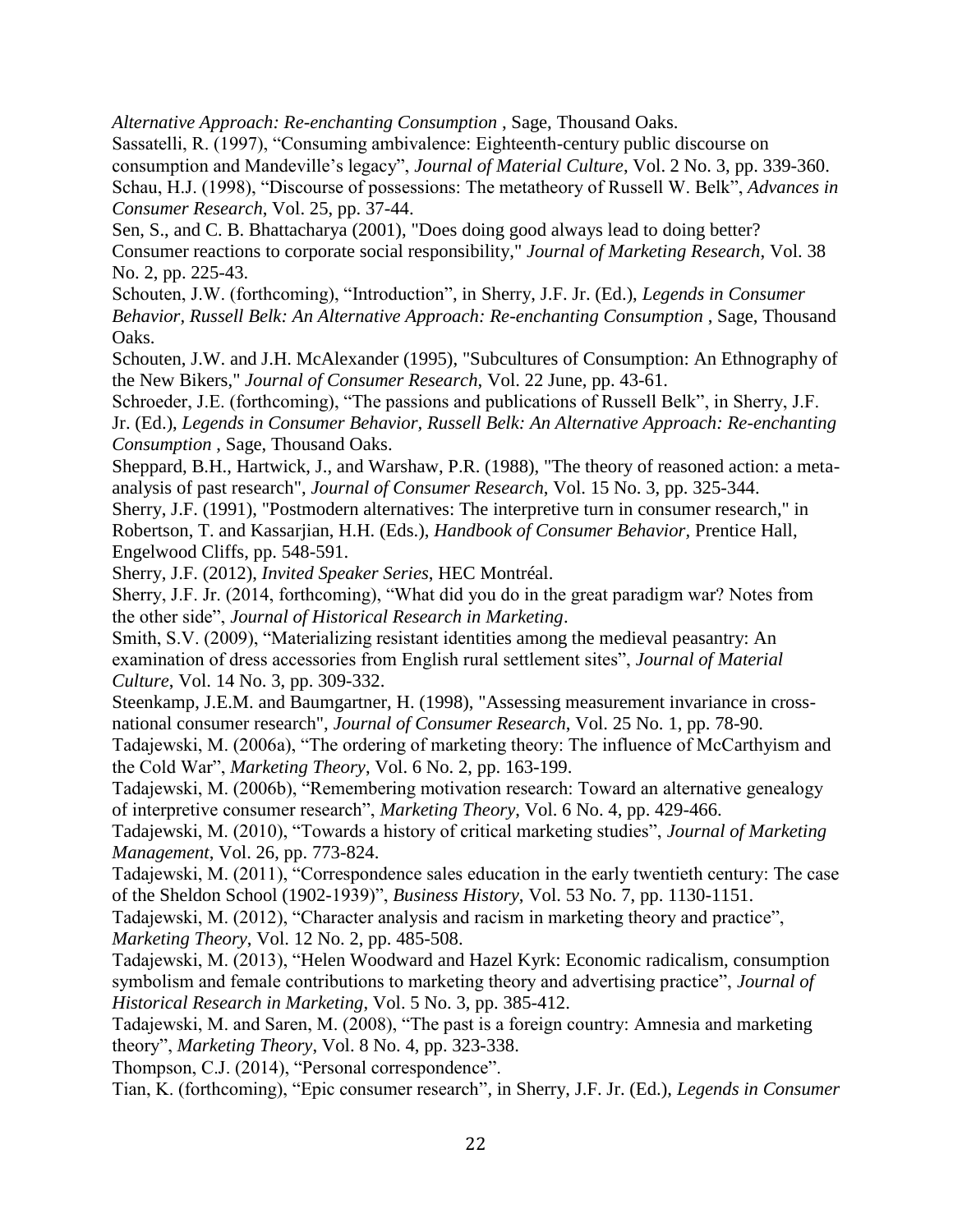*Alternative Approach: Re-enchanting Consumption* , Sage, Thousand Oaks.

Sassatelli, R. (1997), "Consuming ambivalence: Eighteenth-century public discourse on consumption and Mandeville's legacy", *Journal of Material Culture*, Vol. 2 No. 3, pp. 339-360.

Schau, H.J. (1998), "Discourse of possessions: The metatheory of Russell W. Belk", *Advances in Consumer Research*, Vol. 25, pp. 37-44.

Sen, S., and C. B. Bhattacharya (2001), "Does doing good always lead to doing better? Consumer reactions to corporate social responsibility," *Journal of Marketing Research*, Vol. 38 No. 2, pp. 225-43.

Schouten, J.W. (forthcoming), "Introduction", in Sherry, J.F. Jr. (Ed.), *Legends in Consumer Behavior, Russell Belk: An Alternative Approach: Re-enchanting Consumption* , Sage, Thousand Oaks.

Schouten, J.W. and J.H. McAlexander (1995), "Subcultures of Consumption: An Ethnography of the New Bikers," *Journal of Consumer Research*, Vol. 22 June, pp. 43-61.

Schroeder, J.E. (forthcoming), "The passions and publications of Russell Belk", in Sherry, J.F. Jr. (Ed.), *Legends in Consumer Behavior, Russell Belk: An Alternative Approach: Re-enchanting Consumption* , Sage, Thousand Oaks.

Sheppard, B.H., Hartwick, J., and Warshaw, P.R. (1988), "The theory of reasoned action: a meta-analysis of past research", *Journal of Consumer Research*, Vol. 15 No. 3, pp. 325-344.

Sherry, J.F. (1991), "Postmodern alternatives: The interpretive turn in consumer research," in Robertson, T. and Kassarjian, H.H. (Eds.), *Handbook of Consumer Behavior*, Prentice Hall, Engelwood Cliffs, pp. 548-591.

Sherry, J.F. (2012), *Invited Speaker Series*, HEC Montréal.

Sherry, J.F. Jr. (2014, forthcoming), "What did you do in the great paradigm war? Notes from the other side", *Journal of Historical Research in Marketing*.

Smith, S.V. (2009), "Materializing resistant identities among the medieval peasantry: An examination of dress accessories from English rural settlement sites", *Journal of Material Culture*, Vol. 14 No. 3, pp. 309-332.

Steenkamp, J.E.M. and Baumgartner, H. (1998), "Assessing measurement invariance in cross-national consumer research", *Journal of Consumer Research*, Vol. 25 No. 1, pp. 78-90.

Tadajewski, M. (2006a), "The ordering of marketing theory: The influence of McCarthyism and the Cold War", *Marketing Theory*, Vol. 6 No. 2, pp. 163-199.

Tadajewski, M. (2006b), "Remembering motivation research: Toward an alternative genealogy of interpretive consumer research", *Marketing Theory*, Vol. 6 No. 4, pp. 429-466.

Tadajewski, M. (2010), "Towards a history of critical marketing studies", *Journal of Marketing Management*, Vol. 26, pp. 773-824.

Tadajewski, M. (2011), "Correspondence sales education in the early twentieth century: The case of the Sheldon School (1902-1939)", *Business History*, Vol. 53 No. 7, pp. 1130-1151.

Tadajewski, M. (2012), "Character analysis and racism in marketing theory and practice", *Marketing Theory*, Vol. 12 No. 2, pp. 485-508.

Tadajewski, M. (2013), "Helen Woodward and Hazel Kyrk: Economic radicalism, consumption symbolism and female contributions to marketing theory and advertising practice", *Journal of Historical Research in Marketing*, Vol. 5 No. 3, pp. 385-412.

Tadajewski, M. and Saren, M. (2008), "The past is a foreign country: Amnesia and marketing theory", *Marketing Theory*, Vol. 8 No. 4, pp. 323-338.

Thompson, C.J. (2014), "Personal correspondence".

Tian, K. (forthcoming), "Epic consumer research", in Sherry, J.F. Jr. (Ed.), *Legends in Consumer*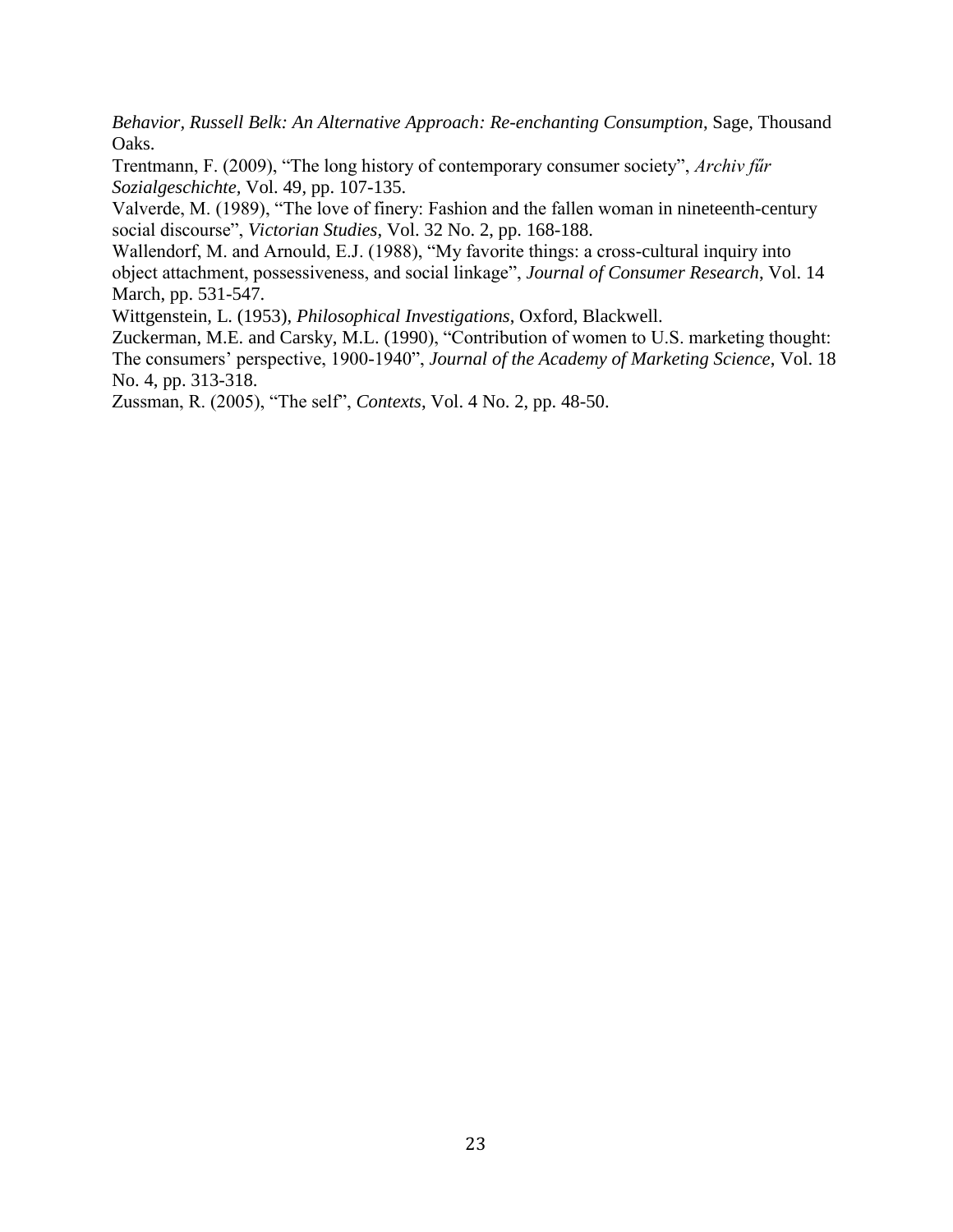*Behavior, Russell Belk: An Alternative Approach: Re-enchanting Consumption*, Sage, Thousand Oaks.

Trentmann, F. (2009), "The long history of contemporary consumer society", *Archiv fűr Sozialgeschichte*, Vol. 49, pp. 107-135.

Valverde, M. (1989), "The love of finery: Fashion and the fallen woman in nineteenth-century social discourse", *Victorian Studies*, Vol. 32 No. 2, pp. 168-188.

Wallendorf, M. and Arnould, E.J. (1988), "My favorite things: a cross-cultural inquiry into object attachment, possessiveness, and social linkage", *Journal of Consumer Research*, Vol. 14 March, pp. 531-547.

Wittgenstein, L. (1953), *Philosophical Investigations*, Oxford, Blackwell.

Zuckerman, M.E. and Carsky, M.L. (1990), "Contribution of women to U.S. marketing thought: The consumers' perspective, 1900-1940", *Journal of the Academy of Marketing Science*, Vol. 18 No. 4, pp. 313-318.

Zussman, R. (2005), "The self", *Contexts*, Vol. 4 No. 2, pp. 48-50.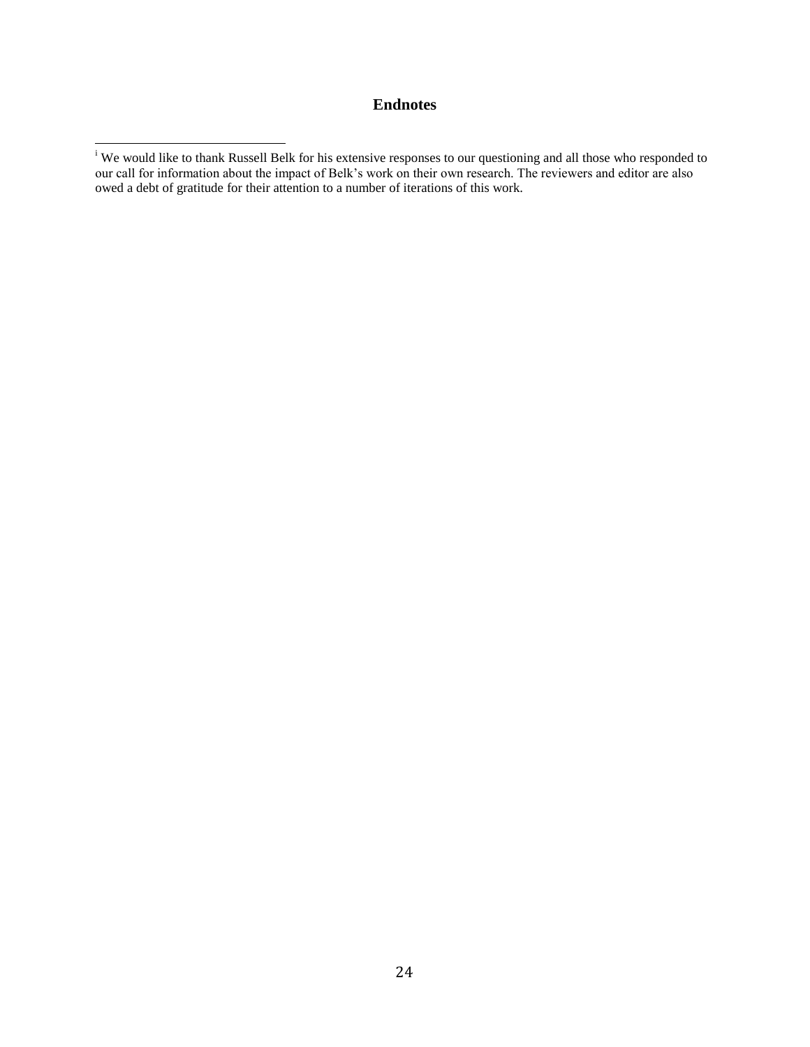## Endnotes

[i] We would like to thank Russell Belk for his extensive responses to our questioning and all those who responded to our call for information about the impact of Belk's work on their own research. The reviewers and editor are also owed a debt of gratitude for their attention to a number of iterations of this work.